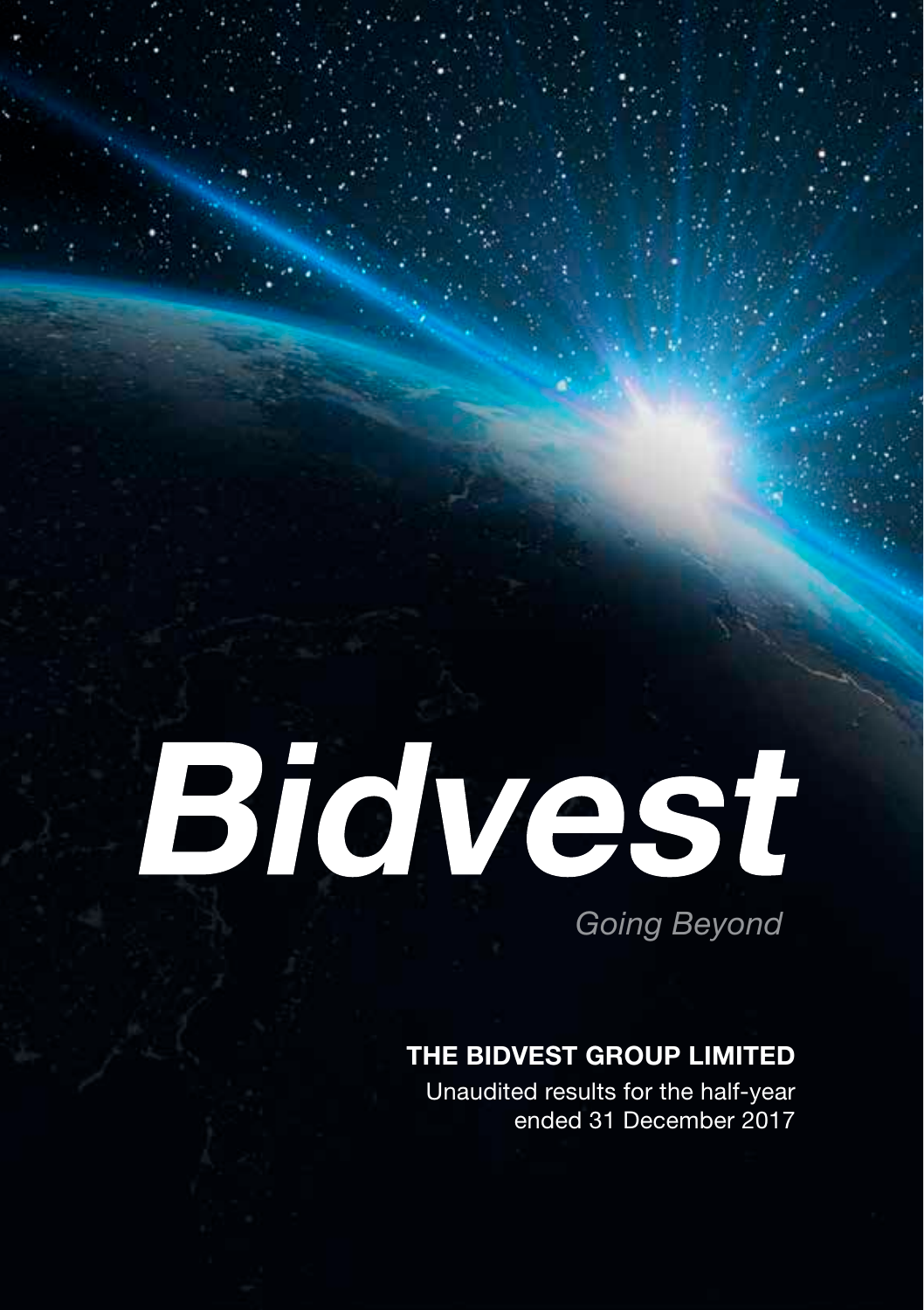# Bidvest

*Going Beyond*

## THE BIDVEST GROUP LIMITED

Unaudited results for the half-year ended 31 December 2017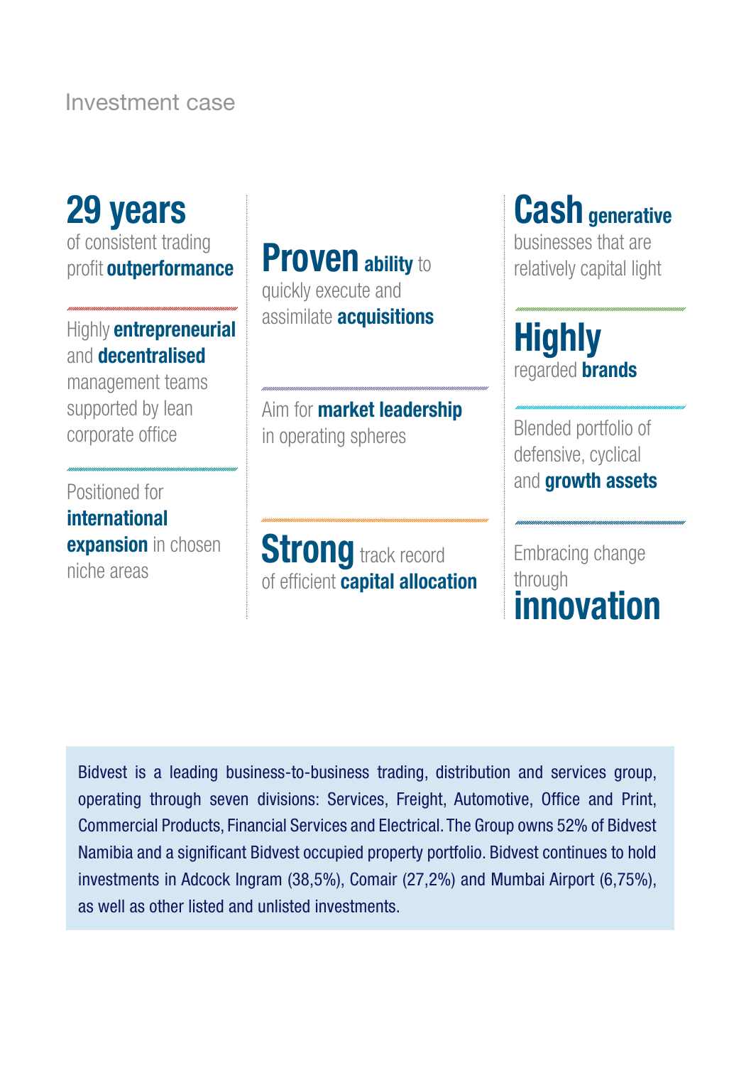## Investment case

**29 years** of consistent trading profit **outperformance**

Highly **entrepreneurial** and **decentralised** management teams supported by lean corporate office

Positioned for **international expansion** in chosen niche areas

**Proven ability** to quickly execute and assimilate **acquisitions**

Aim for **market leadership** in operating spheres

**Strong** track record of efficient **capital allocation**

**Cash generative** businesses that are relatively capital light

**Highly** regarded **brands**

Blended portfolio of defensive, cyclical and **growth assets**

Embracing change through **innovation**

Bidvest is a leading business-to-business trading, distribution and services group, operating through seven divisions: Services, Freight, Automotive, Office and Print, Commercial Products, Financial Services and Electrical. The Group owns 52% of Bidvest Namibia and a significant Bidvest occupied property portfolio. Bidvest continues to hold investments in Adcock Ingram (38,5%), Comair (27,2%) and Mumbai Airport (6,75%), as well as other listed and unlisted investments.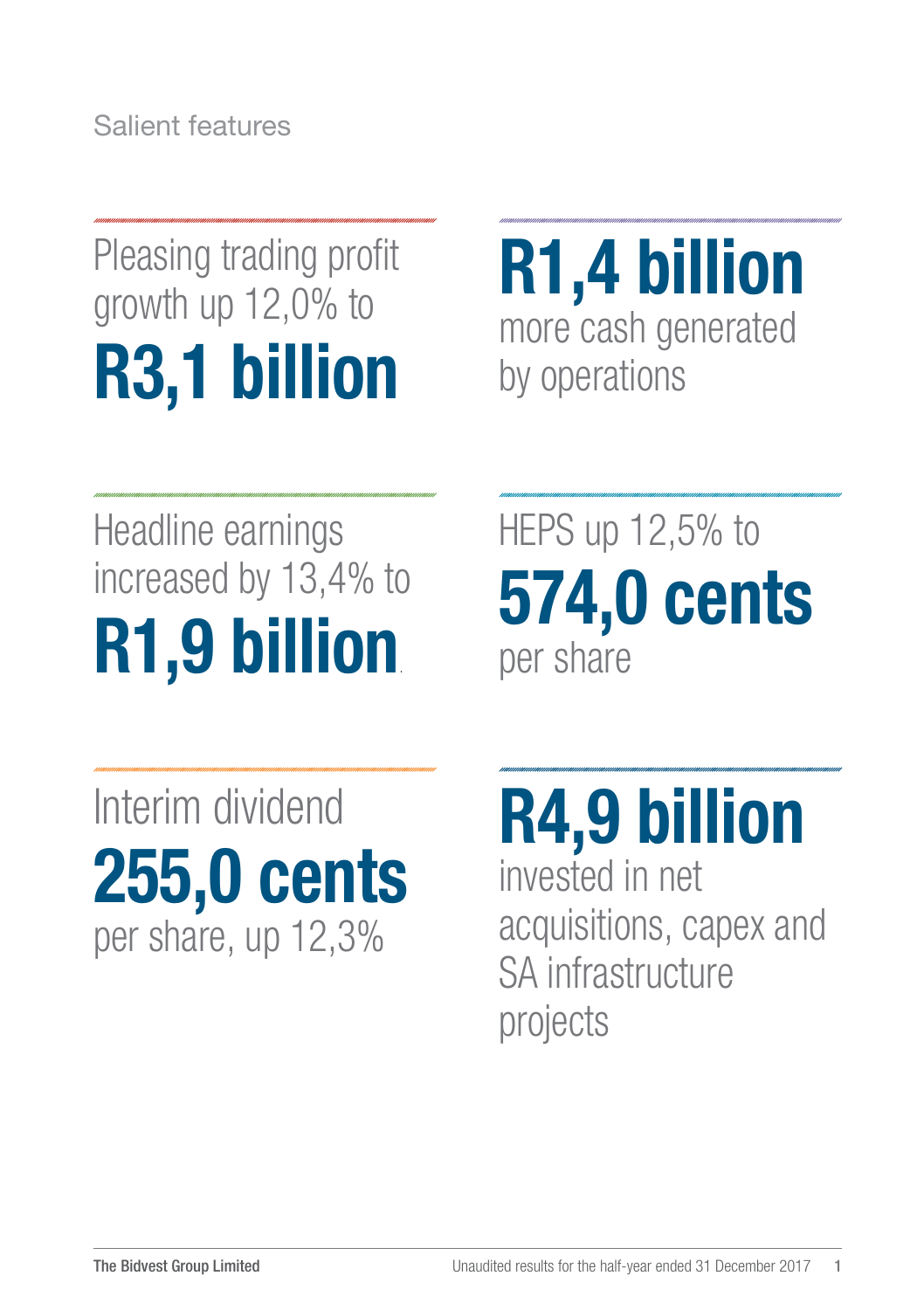## Salient features

Pleasing trading profit growth up 12,0% to **R3,1 billion**

**R1,4 billion** more cash generated by operations

Headline earnings increased by 13,4% to **R1,9 billion**

HEPS up 12,5% to **574,0 cents** per share

Interim dividend **255,0 cents** per share, up 12,3%

**R4,9 billion** invested in net acquisitions, capex and SA infrastructure projects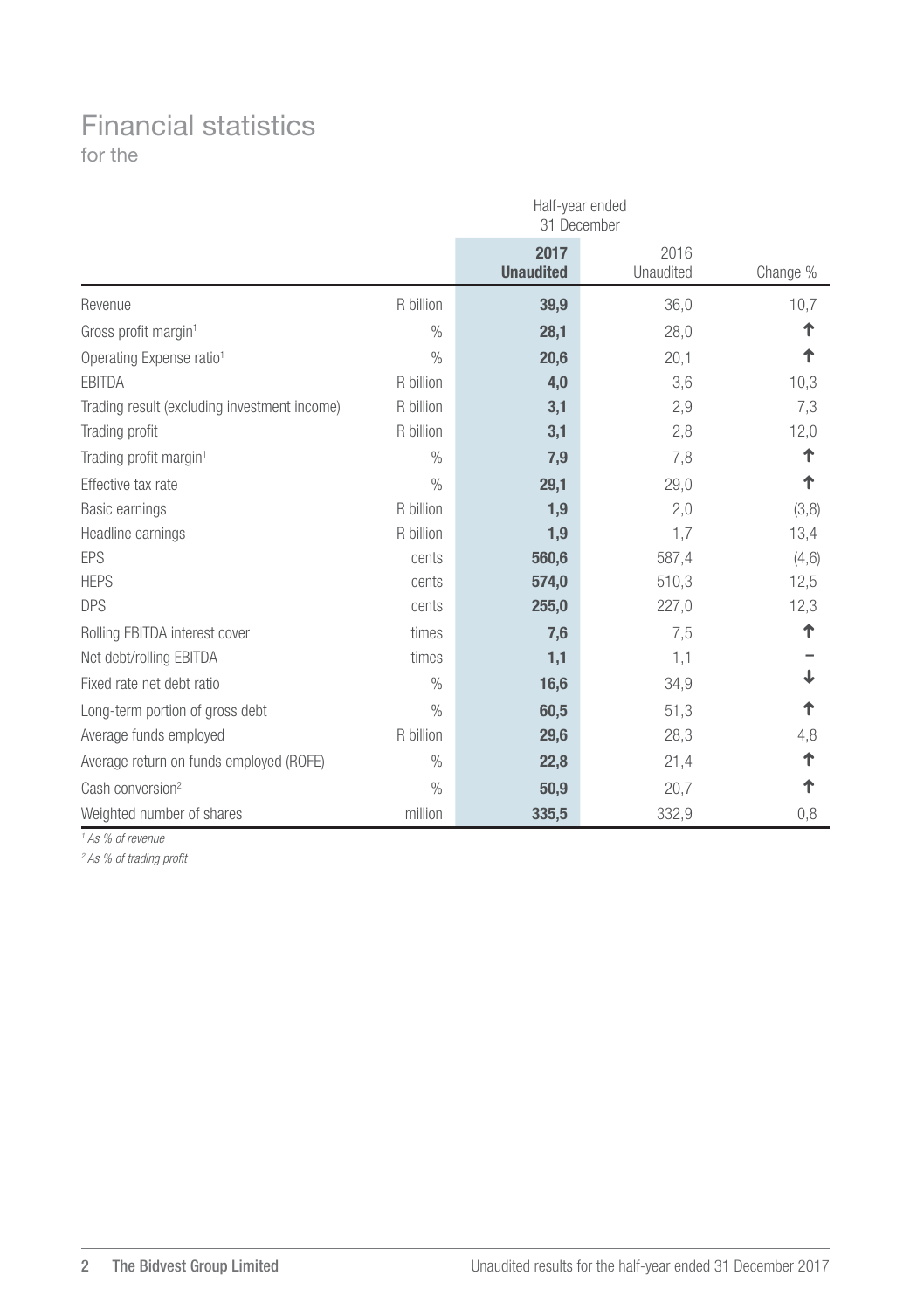# Financial statistics

for the

| | | Half-year ended 31 December | | |
|---|---|---|---|---|
| | | **2017 Unaudited** | 2016 Unaudited | Change % |
| Revenue | R billion | **39,9** | 36,0 | 10,7 |
| Gross profit margin[1] | % | **28,1** | 28,0 | ↑ |
| Operating Expense ratio[1] | % | **20,6** | 20,1 | ↑ |
| EBITDA | R billion | **4,0** | 3,6 | 10,3 |
| Trading result (excluding investment income) | R billion | **3,1** | 2,9 | 7,3 |
| Trading profit | R billion | **3,1** | 2,8 | 12,0 |
| Trading profit margin[1] | % | **7,9** | 7,8 | ↑ |
| Effective tax rate | % | **29,1** | 29,0 | ↑ |
| Basic earnings | R billion | **1,9** | 2,0 | (3,8) |
| Headline earnings | R billion | **1,9** | 1,7 | 13,4 |
| EPS | cents | **560,6** | 587,4 | (4,6) |
| HEPS | cents | **574,0** | 510,3 | 12,5 |
| DPS | cents | **255,0** | 227,0 | 12,3 |
| Rolling EBITDA interest cover | times | **7,6** | 7,5 | ↑ |
| Net debt/rolling EBITDA | times | **1,1** | 1,1 | – |
| Fixed rate net debt ratio | % | **16,6** | 34,9 | ↓ |
| Long-term portion of gross debt | % | **60,5** | 51,3 | ↑ |
| Average funds employed | R billion | **29,6** | 28,3 | 4,8 |
| Average return on funds employed (ROFE) | % | **22,8** | 21,4 | ↑ |
| Cash conversion[2] | % | **50,9** | 20,7 | ↑ |
| Weighted number of shares | million | **335,5** | 332,9 | 0,8 |

*[1] As % of revenue*

*[2] As % of trading profit*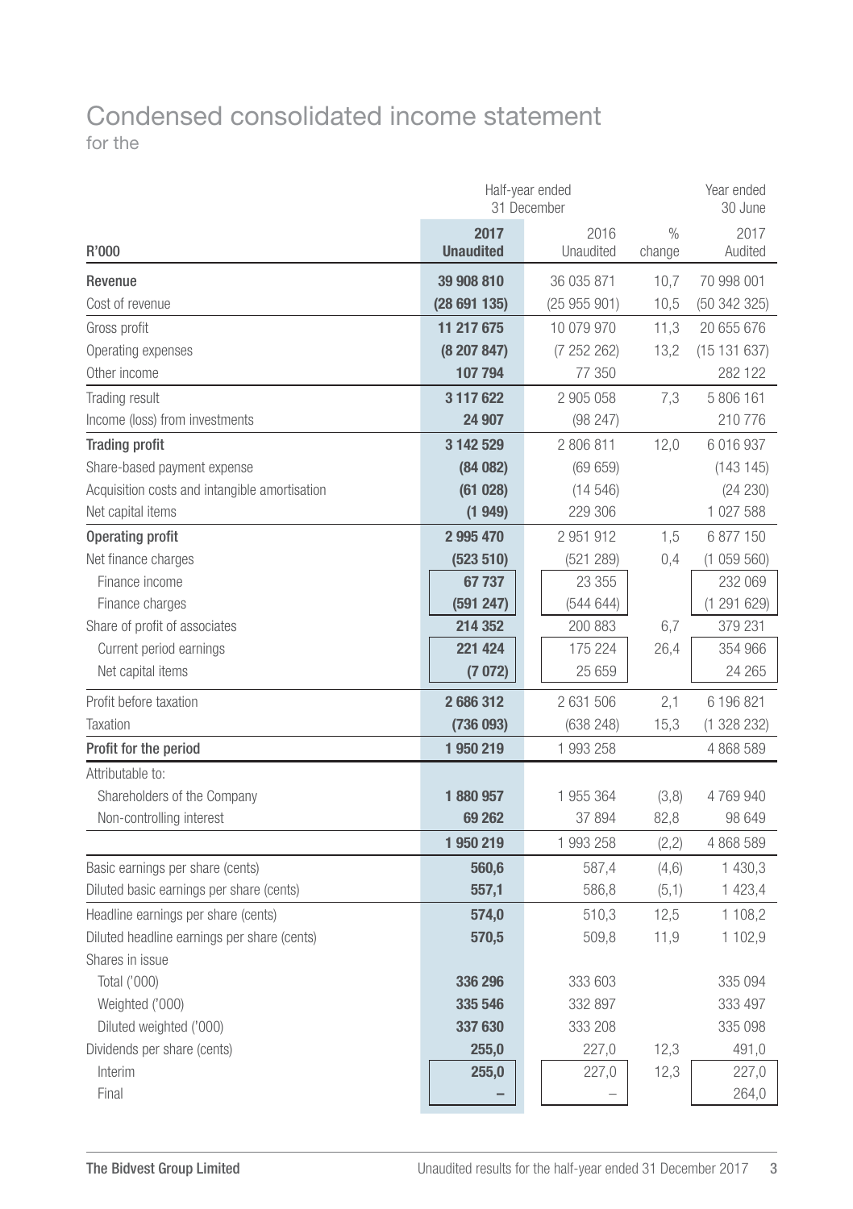# Condensed consolidated income statement

for the

| R'000 | Half-year ended 31 December 2017 Unaudited | Half-year ended 31 December 2016 Unaudited | % change | Year ended 30 June 2017 Audited |
|---|---|---|---|---|
| **Revenue** | **39 908 810** | 36 035 871 | 10,7 | 70 998 001 |
| Cost of revenue | **(28 691 135)** | (25 955 901) | 10,5 | (50 342 325) |
| Gross profit | **11 217 675** | 10 079 970 | 11,3 | 20 655 676 |
| Operating expenses | **(8 207 847)** | (7 252 262) | 13,2 | (15 131 637) |
| Other income | **107 794** | 77 350 | | 282 122 |
| Trading result | **3 117 622** | 2 905 058 | 7,3 | 5 806 161 |
| Income (loss) from investments | **24 907** | (98 247) | | 210 776 |
| **Trading profit** | **3 142 529** | 2 806 811 | 12,0 | 6 016 937 |
| Share-based payment expense | **(84 082)** | (69 659) | | (143 145) |
| Acquisition costs and intangible amortisation | **(61 028)** | (14 546) | | (24 230) |
| Net capital items | **(1 949)** | 229 306 | | 1 027 588 |
| **Operating profit** | **2 995 470** | 2 951 912 | 1,5 | 6 877 150 |
| Net finance charges | **(523 510)** | (521 289) | 0,4 | (1 059 560) |
| Finance income | **67 737** | 23 355 | | 232 069 |
| Finance charges | **(591 247)** | (544 644) | | (1 291 629) |
| Share of profit of associates | **214 352** | 200 883 | 6,7 | 379 231 |
| Current period earnings | **221 424** | 175 224 | 26,4 | 354 966 |
| Net capital items | **(7 072)** | 25 659 | | 24 265 |
| Profit before taxation | **2 686 312** | 2 631 506 | 2,1 | 6 196 821 |
| Taxation | **(736 093)** | (638 248) | 15,3 | (1 328 232) |
| **Profit for the period** | **1 950 219** | 1 993 258 | | 4 868 589 |
| Attributable to: | | | | |
| Shareholders of the Company | **1 880 957** | 1 955 364 | (3,8) | 4 769 940 |
| Non-controlling interest | **69 262** | 37 894 | 82,8 | 98 649 |
| | **1 950 219** | 1 993 258 | (2,2) | 4 868 589 |
| Basic earnings per share (cents) | **560,6** | 587,4 | (4,6) | 1 430,3 |
| Diluted basic earnings per share (cents) | **557,1** | 586,8 | (5,1) | 1 423,4 |
| Headline earnings per share (cents) | **574,0** | 510,3 | 12,5 | 1 108,2 |
| Diluted headline earnings per share (cents) | **570,5** | 509,8 | 11,9 | 1 102,9 |
| Shares in issue | | | | |
| Total ('000) | **336 296** | 333 603 | | 335 094 |
| Weighted ('000) | **335 546** | 332 897 | | 333 497 |
| Diluted weighted ('000) | **337 630** | 333 208 | | 335 098 |
| Dividends per share (cents) | **255,0** | 227,0 | 12,3 | 491,0 |
| Interim | **255,0** | 227,0 | 12,3 | 227,0 |
| Final | **–** | – | | 264,0 |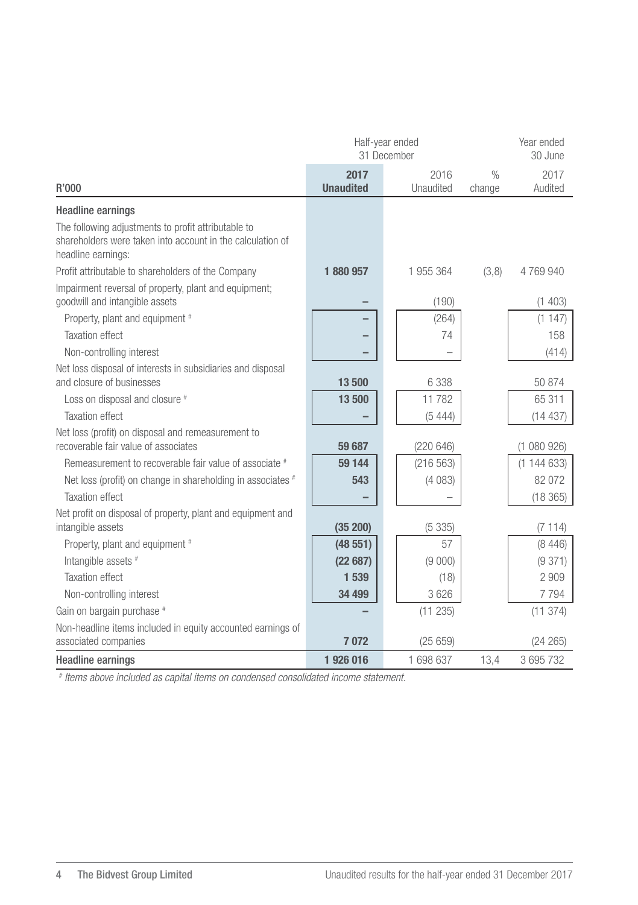| R'000 | Half-year ended 31 December 2017 Unaudited | 2016 Unaudited | % change | Year ended 30 June 2017 Audited |
|---|---|---|---|---|
| **Headline earnings** | | | | |
| The following adjustments to profit attributable to shareholders were taken into account in the calculation of headline earnings: | | | | |
| Profit attributable to shareholders of the Company | **1 880 957** | 1 955 364 | (3,8) | 4 769 940 |
| Impairment reversal of property, plant and equipment; goodwill and intangible assets | **–** | (190) | | (1 403) |
| Property, plant and equipment # | **–** | (264) | | (1 147) |
| Taxation effect | **–** | 74 | | 158 |
| Non-controlling interest | **–** | – | | (414) |
| Net loss disposal of interests in subsidiaries and disposal and closure of businesses | **13 500** | 6 338 | | 50 874 |
| Loss on disposal and closure # | **13 500** | 11 782 | | 65 311 |
| Taxation effect | **–** | (5 444) | | (14 437) |
| Net loss (profit) on disposal and remeasurement to recoverable fair value of associates | **59 687** | (220 646) | | (1 080 926) |
| Remeasurement to recoverable fair value of associate # | **59 144** | (216 563) | | (1 144 633) |
| Net loss (profit) on change in shareholding in associates # | **543** | (4 083) | | 82 072 |
| Taxation effect | **–** | – | | (18 365) |
| Net profit on disposal of property, plant and equipment and intangible assets | **(35 200)** | (5 335) | | (7 114) |
| Property, plant and equipment # | **(48 551)** | 57 | | (8 446) |
| Intangible assets # | **(22 687)** | (9 000) | | (9 371) |
| Taxation effect | **1 539** | (18) | | 2 909 |
| Non-controlling interest | **34 499** | 3 626 | | 7 794 |
| Gain on bargain purchase # | **–** | (11 235) | | (11 374) |
| Non-headline items included in equity accounted earnings of associated companies | **7 072** | (25 659) | | (24 265) |
| **Headline earnings** | **1 926 016** | 1 698 637 | 13,4 | 3 695 732 |

*# Items above included as capital items on condensed consolidated income statement.*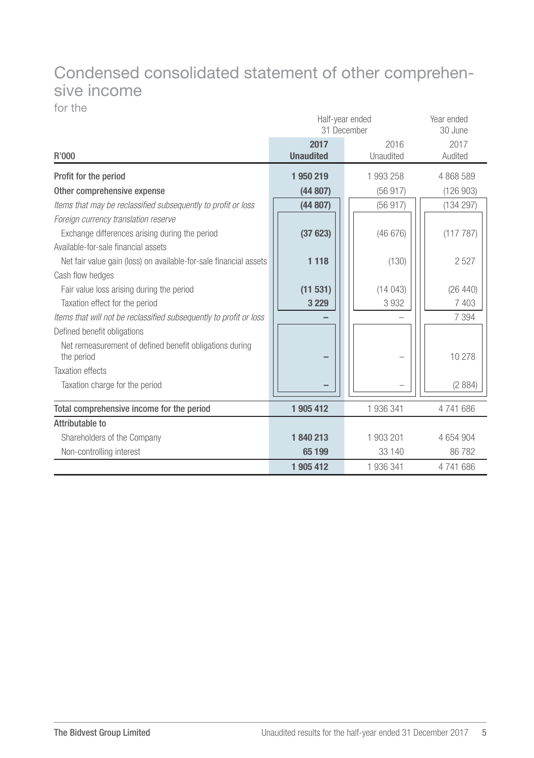# Condensed consolidated statement of other comprehensive income

for the

| R'000 | Half-year ended 31 December 2017 Unaudited | Half-year ended 31 December 2016 Unaudited | Year ended 30 June 2017 Audited |
|---|---|---|---|
| **Profit for the period** | **1 950 219** | 1 993 258 | 4 868 589 |
| **Other comprehensive expense** | **(44 807)** | (56 917) | (126 903) |
| *Items that may be reclassified subsequently to profit or loss* | **(44 807)** | (56 917) | (134 297) |
| *Foreign currency translation reserve* | | | |
| Exchange differences arising during the period | **(37 623)** | (46 676) | (117 787) |
| Available-for-sale financial assets | | | |
| Net fair value gain (loss) on available-for-sale financial assets | **1 118** | (130) | 2 527 |
| Cash flow hedges | | | |
| Fair value loss arising during the period | **(11 531)** | (14 043) | (26 440) |
| Taxation effect for the period | **3 229** | 3 932 | 7 403 |
| *Items that will not be reclassified subsequently to profit or loss* | **–** | – | 7 394 |
| Defined benefit obligations | | | |
| Net remeasurement of defined benefit obligations during the period | **–** | – | 10 278 |
| Taxation effects | | | |
| Taxation charge for the period | **–** | – | (2 884) |
| **Total comprehensive income for the period** | **1 905 412** | 1 936 341 | 4 741 686 |
| **Attributable to** | | | |
| Shareholders of the Company | **1 840 213** | 1 903 201 | 4 654 904 |
| Non-controlling interest | **65 199** | 33 140 | 86 782 |
| | **1 905 412** | 1 936 341 | 4 741 686 |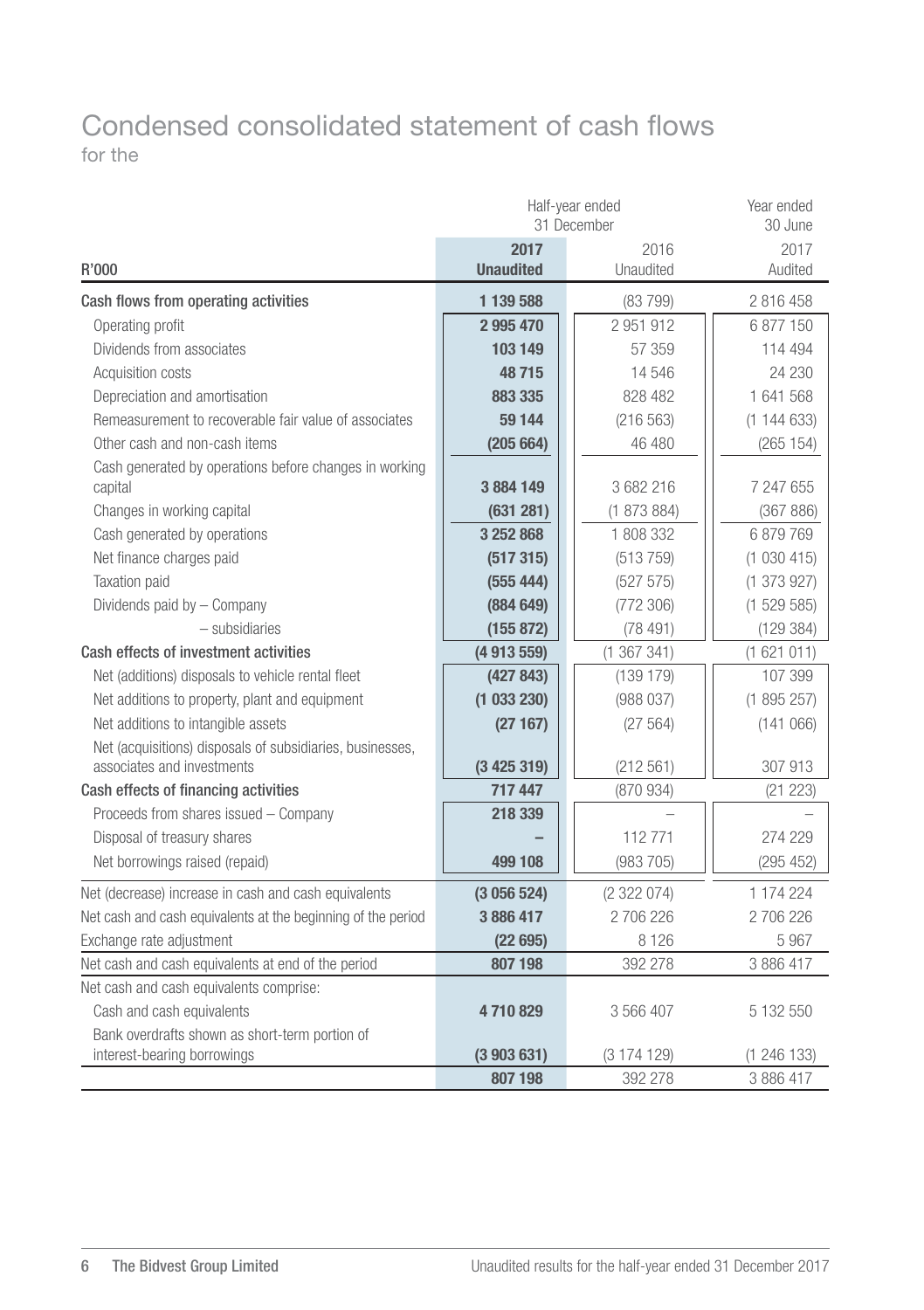# Condensed consolidated statement of cash flows

for the

| R'000 | Half-year ended 31 December 2017 Unaudited | Half-year ended 31 December 2016 Unaudited | Year ended 30 June 2017 Audited |
|---|---|---|---|
| **Cash flows from operating activities** | **1 139 588** | (83 799) | 2 816 458 |
| Operating profit | **2 995 470** | 2 951 912 | 6 877 150 |
| Dividends from associates | **103 149** | 57 359 | 114 494 |
| Acquisition costs | **48 715** | 14 546 | 24 230 |
| Depreciation and amortisation | **883 335** | 828 482 | 1 641 568 |
| Remeasurement to recoverable fair value of associates | **59 144** | (216 563) | (1 144 633) |
| Other cash and non-cash items | **(205 664)** | 46 480 | (265 154) |
| Cash generated by operations before changes in working capital | **3 884 149** | 3 682 216 | 7 247 655 |
| Changes in working capital | **(631 281)** | (1 873 884) | (367 886) |
| Cash generated by operations | **3 252 868** | 1 808 332 | 6 879 769 |
| Net finance charges paid | **(517 315)** | (513 759) | (1 030 415) |
| Taxation paid | **(555 444)** | (527 575) | (1 373 927) |
| Dividends paid by – Company | **(884 649)** | (772 306) | (1 529 585) |
| – subsidiaries | **(155 872)** | (78 491) | (129 384) |
| **Cash effects of investment activities** | **(4 913 559)** | (1 367 341) | (1 621 011) |
| Net (additions) disposals to vehicle rental fleet | **(427 843)** | (139 179) | 107 399 |
| Net additions to property, plant and equipment | **(1 033 230)** | (988 037) | (1 895 257) |
| Net additions to intangible assets | **(27 167)** | (27 564) | (141 066) |
| Net (acquisitions) disposals of subsidiaries, businesses, associates and investments | **(3 425 319)** | (212 561) | 307 913 |
| **Cash effects of financing activities** | **717 447** | (870 934) | (21 223) |
| Proceeds from shares issued – Company | **218 339** | – | – |
| Disposal of treasury shares | **–** | 112 771 | 274 229 |
| Net borrowings raised (repaid) | **499 108** | (983 705) | (295 452) |
| Net (decrease) increase in cash and cash equivalents | **(3 056 524)** | (2 322 074) | 1 174 224 |
| Net cash and cash equivalents at the beginning of the period | **3 886 417** | 2 706 226 | 2 706 226 |
| Exchange rate adjustment | **(22 695)** | 8 126 | 5 967 |
| Net cash and cash equivalents at end of the period | **807 198** | 392 278 | 3 886 417 |
| Net cash and cash equivalents comprise: | | | |
| Cash and cash equivalents | **4 710 829** | 3 566 407 | 5 132 550 |
| Bank overdrafts shown as short-term portion of interest-bearing borrowings | **(3 903 631)** | (3 174 129) | (1 246 133) |
| | **807 198** | 392 278 | 3 886 417 |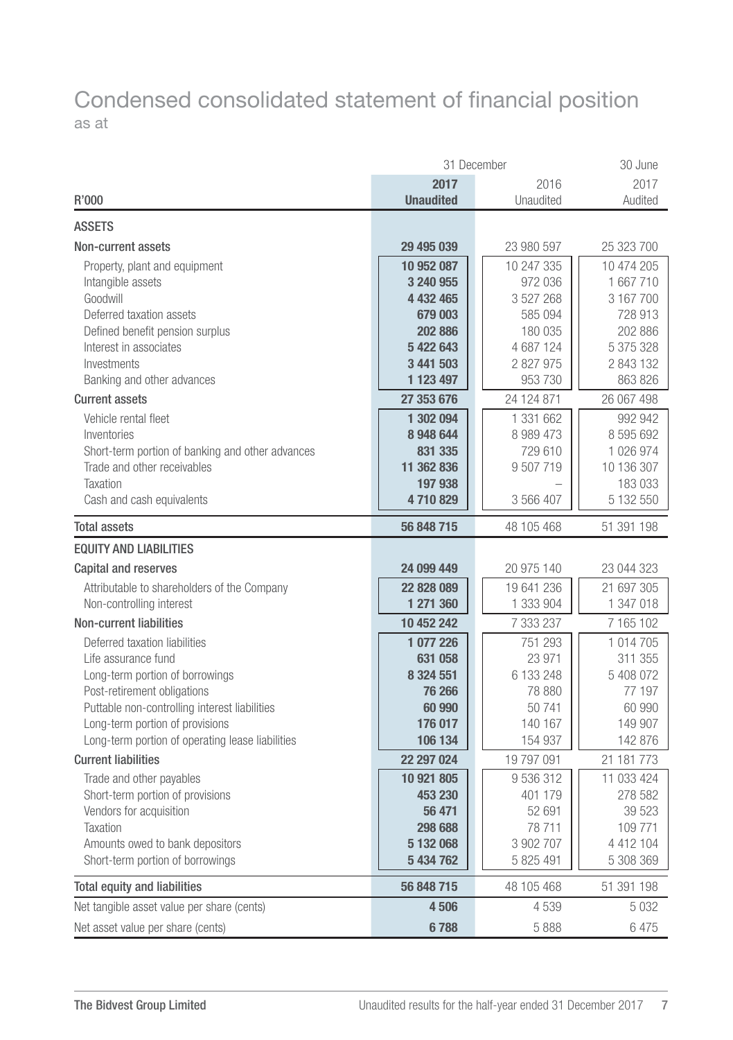# Condensed consolidated statement of financial position

as at

| R'000 | 31 December 2017 Unaudited | 31 December 2016 Unaudited | 30 June 2017 Audited |
|---|---|---|---|
| **ASSETS** | | | |
| **Non-current assets** | **29 495 039** | 23 980 597 | 25 323 700 |
| Property, plant and equipment | **10 952 087** | 10 247 335 | 10 474 205 |
| Intangible assets | **3 240 955** | 972 036 | 1 667 710 |
| Goodwill | **4 432 465** | 3 527 268 | 3 167 700 |
| Deferred taxation assets | **679 003** | 585 094 | 728 913 |
| Defined benefit pension surplus | **202 886** | 180 035 | 202 886 |
| Interest in associates | **5 422 643** | 4 687 124 | 5 375 328 |
| Investments | **3 441 503** | 2 827 975 | 2 843 132 |
| Banking and other advances | **1 123 497** | 953 730 | 863 826 |
| **Current assets** | **27 353 676** | 24 124 871 | 26 067 498 |
| Vehicle rental fleet | **1 302 094** | 1 331 662 | 992 942 |
| Inventories | **8 948 644** | 8 989 473 | 8 595 692 |
| Short-term portion of banking and other advances | **831 335** | 729 610 | 1 026 974 |
| Trade and other receivables | **11 362 836** | 9 507 719 | 10 136 307 |
| Taxation | **197 938** | – | 183 033 |
| Cash and cash equivalents | **4 710 829** | 3 566 407 | 5 132 550 |
| **Total assets** | **56 848 715** | 48 105 468 | 51 391 198 |
| **EQUITY AND LIABILITIES** | | | |
| **Capital and reserves** | **24 099 449** | 20 975 140 | 23 044 323 |
| Attributable to shareholders of the Company | **22 828 089** | 19 641 236 | 21 697 305 |
| Non-controlling interest | **1 271 360** | 1 333 904 | 1 347 018 |
| **Non-current liabilities** | **10 452 242** | 7 333 237 | 7 165 102 |
| Deferred taxation liabilities | **1 077 226** | 751 293 | 1 014 705 |
| Life assurance fund | **631 058** | 23 971 | 311 355 |
| Long-term portion of borrowings | **8 324 551** | 6 133 248 | 5 408 072 |
| Post-retirement obligations | **76 266** | 78 880 | 77 197 |
| Puttable non-controlling interest liabilities | **60 990** | 50 741 | 60 990 |
| Long-term portion of provisions | **176 017** | 140 167 | 149 907 |
| Long-term portion of operating lease liabilities | **106 134** | 154 937 | 142 876 |
| **Current liabilities** | **22 297 024** | 19 797 091 | 21 181 773 |
| Trade and other payables | **10 921 805** | 9 536 312 | 11 033 424 |
| Short-term portion of provisions | **453 230** | 401 179 | 278 582 |
| Vendors for acquisition | **56 471** | 52 691 | 39 523 |
| Taxation | **298 688** | 78 711 | 109 771 |
| Amounts owed to bank depositors | **5 132 068** | 3 902 707 | 4 412 104 |
| Short-term portion of borrowings | **5 434 762** | 5 825 491 | 5 308 369 |
| **Total equity and liabilities** | **56 848 715** | 48 105 468 | 51 391 198 |
| Net tangible asset value per share (cents) | **4 506** | 4 539 | 5 032 |
| Net asset value per share (cents) | **6 788** | 5 888 | 6 475 |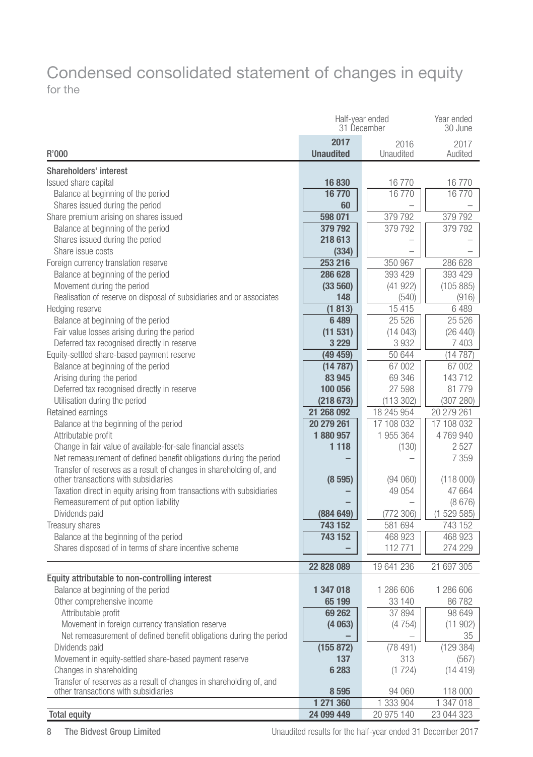# Condensed consolidated statement of changes in equity

for the

| R'000 | Half-year ended 31 December 2017 Unaudited | Half-year ended 31 December 2016 Unaudited | Year ended 30 June 2017 Audited |
|---|---|---|---|
| **Shareholders' interest** | | | |
| Issued share capital | **16 830** | 16 770 | 16 770 |
| Balance at beginning of the period | **16 770** | 16 770 | 16 770 |
| Shares issued during the period | **60** | – | – |
| Share premium arising on shares issued | **598 071** | 379 792 | 379 792 |
| Balance at beginning of the period | **379 792** | 379 792 | 379 792 |
| Shares issued during the period | **218 613** | – | – |
| Share issue costs | **(334)** | – | – |
| Foreign currency translation reserve | **253 216** | 350 967 | 286 628 |
| Balance at beginning of the period | **286 628** | 393 429 | 393 429 |
| Movement during the period | **(33 560)** | (41 922) | (105 885) |
| Realisation of reserve on disposal of subsidiaries and or associates | **148** | (540) | (916) |
| Hedging reserve | **(1 813)** | 15 415 | 6 489 |
| Balance at beginning of the period | **6 489** | 25 526 | 25 526 |
| Fair value losses arising during the period | **(11 531)** | (14 043) | (26 440) |
| Deferred tax recognised directly in reserve | **3 229** | 3 932 | 7 403 |
| Equity-settled share-based payment reserve | **(49 459)** | 50 644 | (14 787) |
| Balance at beginning of the period | **(14 787)** | 67 002 | 67 002 |
| Arising during the period | **83 945** | 69 346 | 143 712 |
| Deferred tax recognised directly in reserve | **100 056** | 27 598 | 81 779 |
| Utilisation during the period | **(218 673)** | (113 302) | (307 280) |
| Retained earnings | **21 268 092** | 18 245 954 | 20 279 261 |
| Balance at the beginning of the period | **20 279 261** | 17 108 032 | 17 108 032 |
| Attributable profit | **1 880 957** | 1 955 364 | 4 769 940 |
| Change in fair value of available-for-sale financial assets | **1 118** | (130) | 2 527 |
| Net remeasurement of defined benefit obligations during the period | **–** | – | 7 359 |
| Transfer of reserves as a result of changes in shareholding of, and other transactions with subsidiaries | **(8 595)** | (94 060) | (118 000) |
| Taxation direct in equity arising from transactions with subsidiaries | **–** | 49 054 | 47 664 |
| Remeasurement of put option liability | **–** | – | (8 676) |
| Dividends paid | **(884 649)** | (772 306) | (1 529 585) |
| Treasury shares | **743 152** | 581 694 | 743 152 |
| Balance at the beginning of the period | **743 152** | 468 923 | 468 923 |
| Shares disposed of in terms of share incentive scheme | **–** | 112 771 | 274 229 |
| | **22 828 089** | 19 641 236 | 21 697 305 |
| **Equity attributable to non-controlling interest** | | | |
| Balance at beginning of the period | **1 347 018** | 1 286 606 | 1 286 606 |
| Other comprehensive income | **65 199** | 33 140 | 86 782 |
| Attributable profit | **69 262** | 37 894 | 98 649 |
| Movement in foreign currency translation reserve | **(4 063)** | (4 754) | (11 902) |
| Net remeasurement of defined benefit obligations during the period | **–** | – | 35 |
| Dividends paid | **(155 872)** | (78 491) | (129 384) |
| Movement in equity-settled share-based payment reserve | **137** | 313 | (567) |
| Changes in shareholding | **6 283** | (1 724) | (14 419) |
| Transfer of reserves as a result of changes in shareholding of, and other transactions with subsidiaries | **8 595** | 94 060 | 118 000 |
| | **1 271 360** | 1 333 904 | 1 347 018 |
| **Total equity** | **24 099 449** | 20 975 140 | 23 044 323 |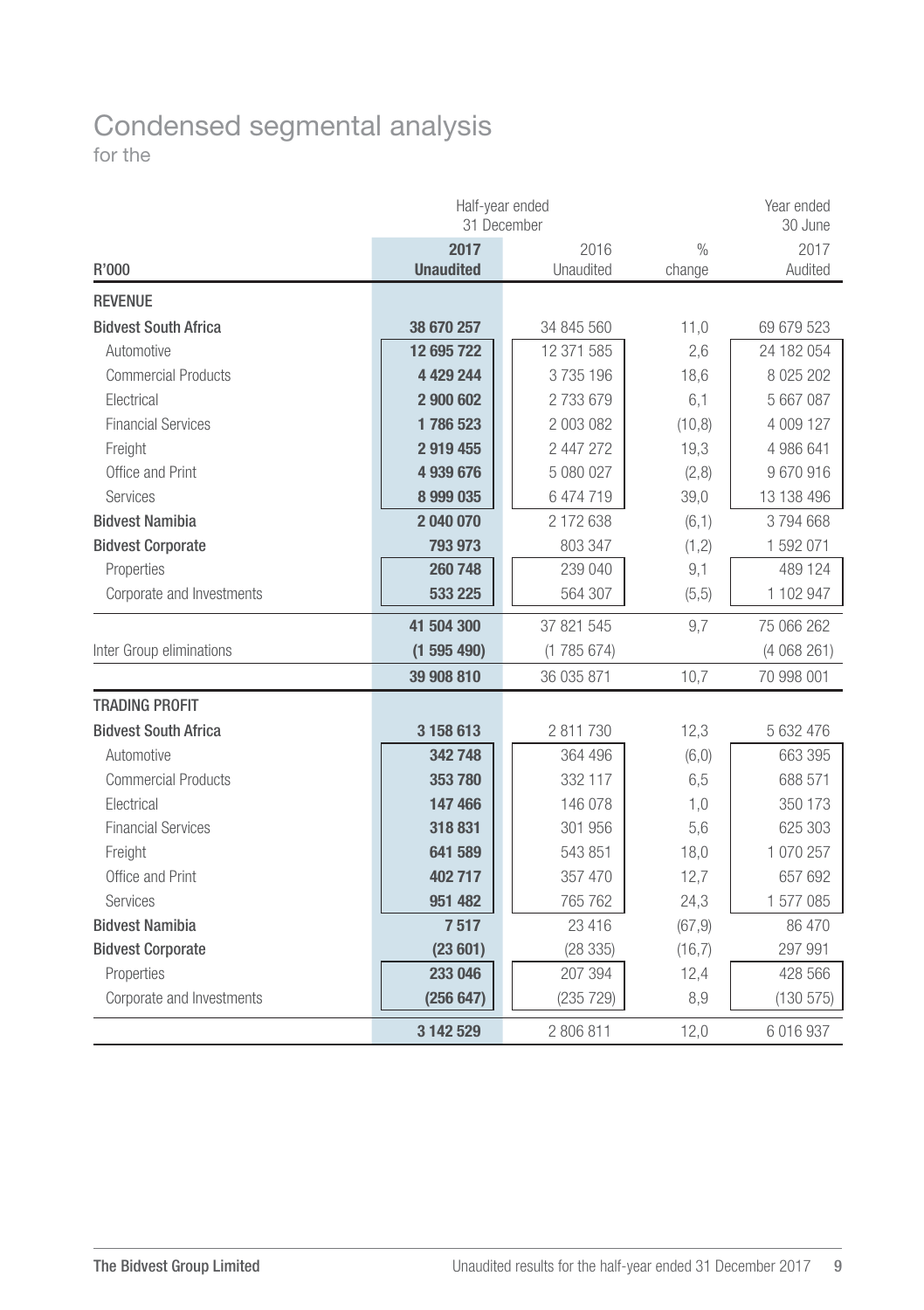# Condensed segmental analysis

for the

| R'000 | Half-year ended 31 December 2017 Unaudited | Half-year ended 31 December 2016 Unaudited | % change | Year ended 30 June 2017 Audited |
|---|---|---|---|---|
| **REVENUE** | | | | |
| **Bidvest South Africa** | **38 670 257** | 34 845 560 | 11,0 | 69 679 523 |
| Automotive | **12 695 722** | 12 371 585 | 2,6 | 24 182 054 |
| Commercial Products | **4 429 244** | 3 735 196 | 18,6 | 8 025 202 |
| Electrical | **2 900 602** | 2 733 679 | 6,1 | 5 667 087 |
| Financial Services | **1 786 523** | 2 003 082 | (10,8) | 4 009 127 |
| Freight | **2 919 455** | 2 447 272 | 19,3 | 4 986 641 |
| Office and Print | **4 939 676** | 5 080 027 | (2,8) | 9 670 916 |
| Services | **8 999 035** | 6 474 719 | 39,0 | 13 138 496 |
| **Bidvest Namibia** | **2 040 070** | 2 172 638 | (6,1) | 3 794 668 |
| **Bidvest Corporate** | **793 973** | 803 347 | (1,2) | 1 592 071 |
| Properties | **260 748** | 239 040 | 9,1 | 489 124 |
| Corporate and Investments | **533 225** | 564 307 | (5,5) | 1 102 947 |
| | **41 504 300** | 37 821 545 | 9,7 | 75 066 262 |
| Inter Group eliminations | **(1 595 490)** | (1 785 674) | | (4 068 261) |
| | **39 908 810** | 36 035 871 | 10,7 | 70 998 001 |
| **TRADING PROFIT** | | | | |
| **Bidvest South Africa** | **3 158 613** | 2 811 730 | 12,3 | 5 632 476 |
| Automotive | **342 748** | 364 496 | (6,0) | 663 395 |
| Commercial Products | **353 780** | 332 117 | 6,5 | 688 571 |
| Electrical | **147 466** | 146 078 | 1,0 | 350 173 |
| Financial Services | **318 831** | 301 956 | 5,6 | 625 303 |
| Freight | **641 589** | 543 851 | 18,0 | 1 070 257 |
| Office and Print | **402 717** | 357 470 | 12,7 | 657 692 |
| Services | **951 482** | 765 762 | 24,3 | 1 577 085 |
| **Bidvest Namibia** | **7 517** | 23 416 | (67,9) | 86 470 |
| **Bidvest Corporate** | **(23 601)** | (28 335) | (16,7) | 297 991 |
| Properties | **233 046** | 207 394 | 12,4 | 428 566 |
| Corporate and Investments | **(256 647)** | (235 729) | 8,9 | (130 575) |
| | **3 142 529** | 2 806 811 | 12,0 | 6 016 937 |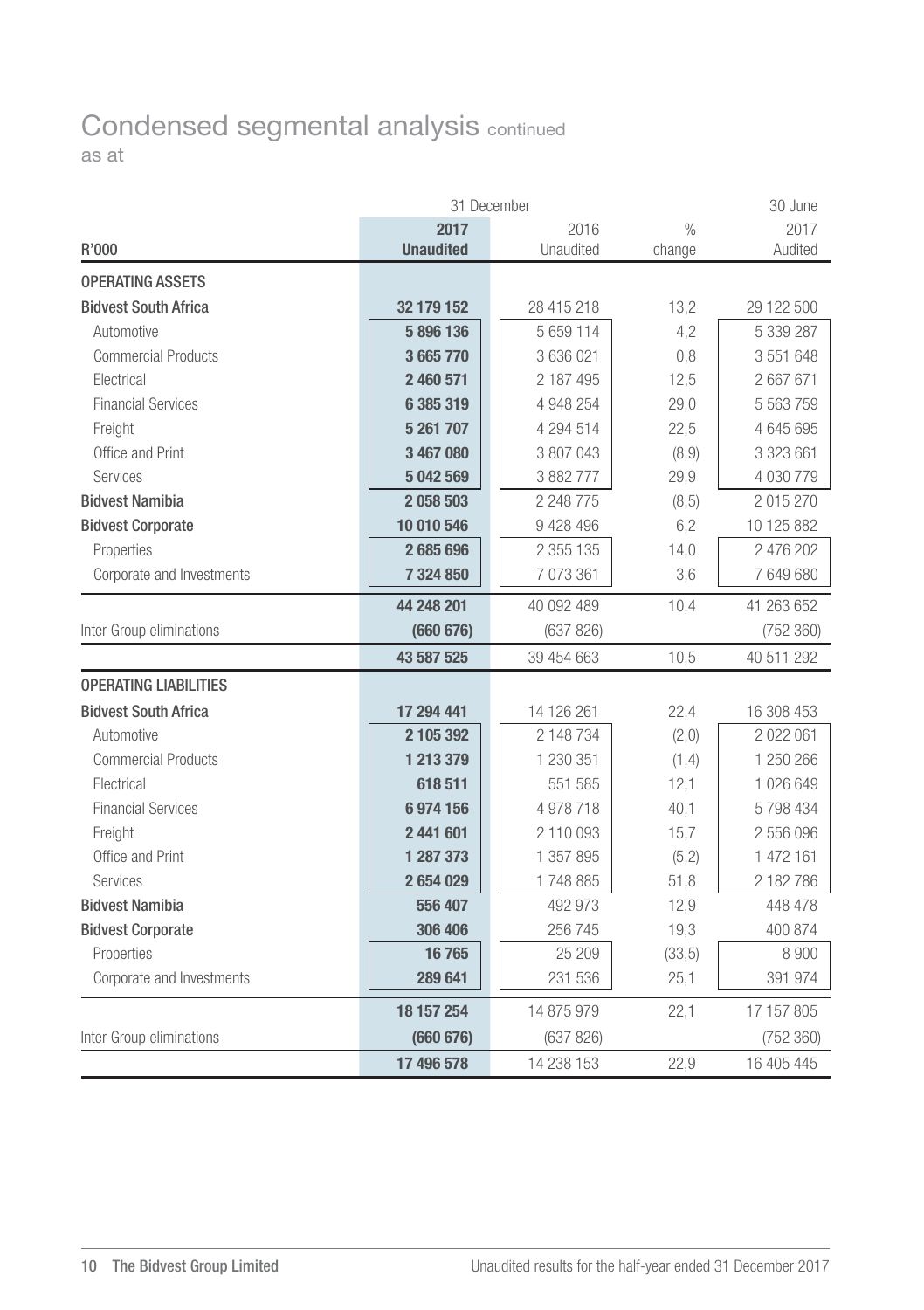# Condensed segmental analysis continued

as at

| R'000 | 31 December 2017 Unaudited | 31 December 2016 Unaudited | % change | 30 June 2017 Audited |
|---|---|---|---|---|
| **OPERATING ASSETS** | | | | |
| **Bidvest South Africa** | **32 179 152** | 28 415 218 | 13,2 | 29 122 500 |
| Automotive | **5 896 136** | 5 659 114 | 4,2 | 5 339 287 |
| Commercial Products | **3 665 770** | 3 636 021 | 0,8 | 3 551 648 |
| Electrical | **2 460 571** | 2 187 495 | 12,5 | 2 667 671 |
| Financial Services | **6 385 319** | 4 948 254 | 29,0 | 5 563 759 |
| Freight | **5 261 707** | 4 294 514 | 22,5 | 4 645 695 |
| Office and Print | **3 467 080** | 3 807 043 | (8,9) | 3 323 661 |
| Services | **5 042 569** | 3 882 777 | 29,9 | 4 030 779 |
| **Bidvest Namibia** | **2 058 503** | 2 248 775 | (8,5) | 2 015 270 |
| **Bidvest Corporate** | **10 010 546** | 9 428 496 | 6,2 | 10 125 882 |
| Properties | **2 685 696** | 2 355 135 | 14,0 | 2 476 202 |
| Corporate and Investments | **7 324 850** | 7 073 361 | 3,6 | 7 649 680 |
| | **44 248 201** | 40 092 489 | 10,4 | 41 263 652 |
| Inter Group eliminations | **(660 676)** | (637 826) | | (752 360) |
| | **43 587 525** | 39 454 663 | 10,5 | 40 511 292 |
| **OPERATING LIABILITIES** | | | | |
| **Bidvest South Africa** | **17 294 441** | 14 126 261 | 22,4 | 16 308 453 |
| Automotive | **2 105 392** | 2 148 734 | (2,0) | 2 022 061 |
| Commercial Products | **1 213 379** | 1 230 351 | (1,4) | 1 250 266 |
| Electrical | **618 511** | 551 585 | 12,1 | 1 026 649 |
| Financial Services | **6 974 156** | 4 978 718 | 40,1 | 5 798 434 |
| Freight | **2 441 601** | 2 110 093 | 15,7 | 2 556 096 |
| Office and Print | **1 287 373** | 1 357 895 | (5,2) | 1 472 161 |
| Services | **2 654 029** | 1 748 885 | 51,8 | 2 182 786 |
| **Bidvest Namibia** | **556 407** | 492 973 | 12,9 | 448 478 |
| **Bidvest Corporate** | **306 406** | 256 745 | 19,3 | 400 874 |
| Properties | **16 765** | 25 209 | (33,5) | 8 900 |
| Corporate and Investments | **289 641** | 231 536 | 25,1 | 391 974 |
| | **18 157 254** | 14 875 979 | 22,1 | 17 157 805 |
| Inter Group eliminations | **(660 676)** | (637 826) | | (752 360) |
| | **17 496 578** | 14 238 153 | 22,9 | 16 405 445 |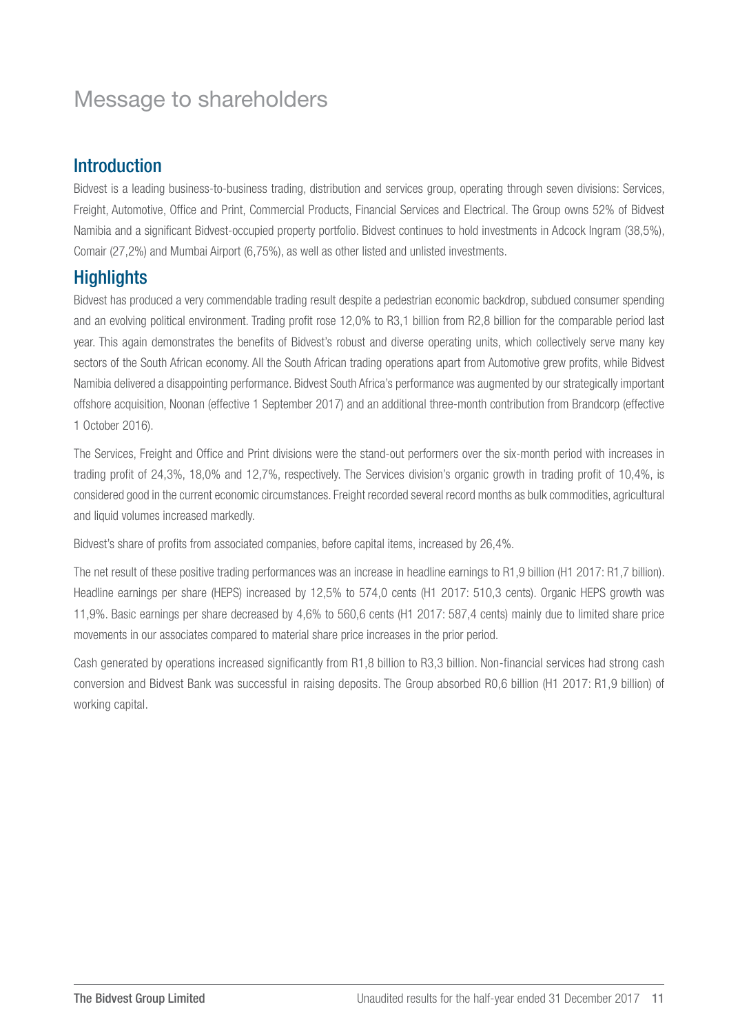# Message to shareholders

## Introduction

Bidvest is a leading business-to-business trading, distribution and services group, operating through seven divisions: Services, Freight, Automotive, Office and Print, Commercial Products, Financial Services and Electrical. The Group owns 52% of Bidvest Namibia and a significant Bidvest-occupied property portfolio. Bidvest continues to hold investments in Adcock Ingram (38,5%), Comair (27,2%) and Mumbai Airport (6,75%), as well as other listed and unlisted investments.

## Highlights

Bidvest has produced a very commendable trading result despite a pedestrian economic backdrop, subdued consumer spending and an evolving political environment. Trading profit rose 12,0% to R3,1 billion from R2,8 billion for the comparable period last year. This again demonstrates the benefits of Bidvest's robust and diverse operating units, which collectively serve many key sectors of the South African economy. All the South African trading operations apart from Automotive grew profits, while Bidvest Namibia delivered a disappointing performance. Bidvest South Africa's performance was augmented by our strategically important offshore acquisition, Noonan (effective 1 September 2017) and an additional three-month contribution from Brandcorp (effective 1 October 2016).

The Services, Freight and Office and Print divisions were the stand-out performers over the six-month period with increases in trading profit of 24,3%, 18,0% and 12,7%, respectively. The Services division's organic growth in trading profit of 10,4%, is considered good in the current economic circumstances. Freight recorded several record months as bulk commodities, agricultural and liquid volumes increased markedly.

Bidvest's share of profits from associated companies, before capital items, increased by 26,4%.

The net result of these positive trading performances was an increase in headline earnings to R1,9 billion (H1 2017: R1,7 billion). Headline earnings per share (HEPS) increased by 12,5% to 574,0 cents (H1 2017: 510,3 cents). Organic HEPS growth was 11,9%. Basic earnings per share decreased by 4,6% to 560,6 cents (H1 2017: 587,4 cents) mainly due to limited share price movements in our associates compared to material share price increases in the prior period.

Cash generated by operations increased significantly from R1,8 billion to R3,3 billion. Non-financial services had strong cash conversion and Bidvest Bank was successful in raising deposits. The Group absorbed R0,6 billion (H1 2017: R1,9 billion) of working capital.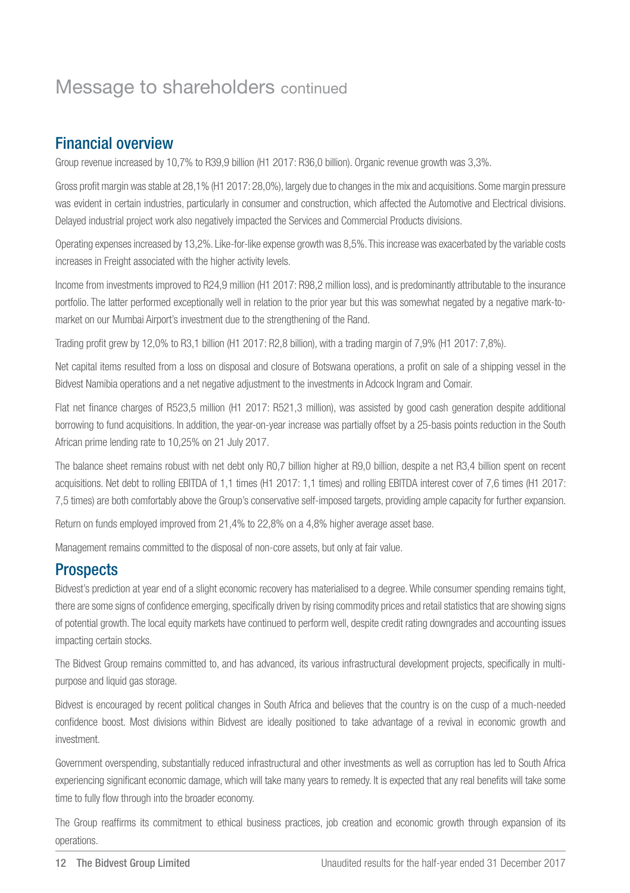# Message to shareholders continued

## Financial overview

Group revenue increased by 10,7% to R39,9 billion (H1 2017: R36,0 billion). Organic revenue growth was 3,3%.

Gross profit margin was stable at 28,1% (H1 2017: 28,0%), largely due to changes in the mix and acquisitions. Some margin pressure was evident in certain industries, particularly in consumer and construction, which affected the Automotive and Electrical divisions. Delayed industrial project work also negatively impacted the Services and Commercial Products divisions.

Operating expenses increased by 13,2%. Like-for-like expense growth was 8,5%. This increase was exacerbated by the variable costs increases in Freight associated with the higher activity levels.

Income from investments improved to R24,9 million (H1 2017: R98,2 million loss), and is predominantly attributable to the insurance portfolio. The latter performed exceptionally well in relation to the prior year but this was somewhat negated by a negative mark-to-market on our Mumbai Airport's investment due to the strengthening of the Rand.

Trading profit grew by 12,0% to R3,1 billion (H1 2017: R2,8 billion), with a trading margin of 7,9% (H1 2017: 7,8%).

Net capital items resulted from a loss on disposal and closure of Botswana operations, a profit on sale of a shipping vessel in the Bidvest Namibia operations and a net negative adjustment to the investments in Adcock Ingram and Comair.

Flat net finance charges of R523,5 million (H1 2017: R521,3 million), was assisted by good cash generation despite additional borrowing to fund acquisitions. In addition, the year-on-year increase was partially offset by a 25-basis points reduction in the South African prime lending rate to 10,25% on 21 July 2017.

The balance sheet remains robust with net debt only R0,7 billion higher at R9,0 billion, despite a net R3,4 billion spent on recent acquisitions. Net debt to rolling EBITDA of 1,1 times (H1 2017: 1,1 times) and rolling EBITDA interest cover of 7,6 times (H1 2017: 7,5 times) are both comfortably above the Group's conservative self-imposed targets, providing ample capacity for further expansion.

Return on funds employed improved from 21,4% to 22,8% on a 4,8% higher average asset base.

Management remains committed to the disposal of non-core assets, but only at fair value.

## Prospects

Bidvest's prediction at year end of a slight economic recovery has materialised to a degree. While consumer spending remains tight, there are some signs of confidence emerging, specifically driven by rising commodity prices and retail statistics that are showing signs of potential growth. The local equity markets have continued to perform well, despite credit rating downgrades and accounting issues impacting certain stocks.

The Bidvest Group remains committed to, and has advanced, its various infrastructural development projects, specifically in multi-purpose and liquid gas storage.

Bidvest is encouraged by recent political changes in South Africa and believes that the country is on the cusp of a much-needed confidence boost. Most divisions within Bidvest are ideally positioned to take advantage of a revival in economic growth and investment.

Government overspending, substantially reduced infrastructural and other investments as well as corruption has led to South Africa experiencing significant economic damage, which will take many years to remedy. It is expected that any real benefits will take some time to fully flow through into the broader economy.

The Group reaffirms its commitment to ethical business practices, job creation and economic growth through expansion of its operations.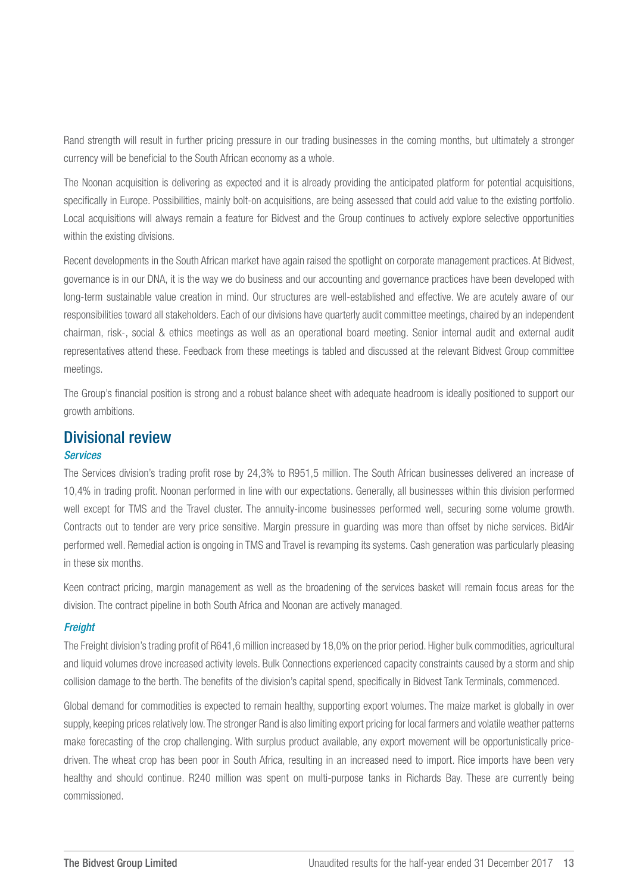Rand strength will result in further pricing pressure in our trading businesses in the coming months, but ultimately a stronger currency will be beneficial to the South African economy as a whole.

The Noonan acquisition is delivering as expected and it is already providing the anticipated platform for potential acquisitions, specifically in Europe. Possibilities, mainly bolt-on acquisitions, are being assessed that could add value to the existing portfolio. Local acquisitions will always remain a feature for Bidvest and the Group continues to actively explore selective opportunities within the existing divisions.

Recent developments in the South African market have again raised the spotlight on corporate management practices. At Bidvest, governance is in our DNA, it is the way we do business and our accounting and governance practices have been developed with long-term sustainable value creation in mind. Our structures are well-established and effective. We are acutely aware of our responsibilities toward all stakeholders. Each of our divisions have quarterly audit committee meetings, chaired by an independent chairman, risk-, social & ethics meetings as well as an operational board meeting. Senior internal audit and external audit representatives attend these. Feedback from these meetings is tabled and discussed at the relevant Bidvest Group committee meetings.

The Group's financial position is strong and a robust balance sheet with adequate headroom is ideally positioned to support our growth ambitions.

## Divisional review

### *Services*

The Services division's trading profit rose by 24,3% to R951,5 million. The South African businesses delivered an increase of 10,4% in trading profit. Noonan performed in line with our expectations. Generally, all businesses within this division performed well except for TMS and the Travel cluster. The annuity-income businesses performed well, securing some volume growth. Contracts out to tender are very price sensitive. Margin pressure in guarding was more than offset by niche services. BidAir performed well. Remedial action is ongoing in TMS and Travel is revamping its systems. Cash generation was particularly pleasing in these six months.

Keen contract pricing, margin management as well as the broadening of the services basket will remain focus areas for the division. The contract pipeline in both South Africa and Noonan are actively managed.

### *Freight*

The Freight division's trading profit of R641,6 million increased by 18,0% on the prior period. Higher bulk commodities, agricultural and liquid volumes drove increased activity levels. Bulk Connections experienced capacity constraints caused by a storm and ship collision damage to the berth. The benefits of the division's capital spend, specifically in Bidvest Tank Terminals, commenced.

Global demand for commodities is expected to remain healthy, supporting export volumes. The maize market is globally in over supply, keeping prices relatively low. The stronger Rand is also limiting export pricing for local farmers and volatile weather patterns make forecasting of the crop challenging. With surplus product available, any export movement will be opportunistically price-driven. The wheat crop has been poor in South Africa, resulting in an increased need to import. Rice imports have been very healthy and should continue. R240 million was spent on multi-purpose tanks in Richards Bay. These are currently being commissioned.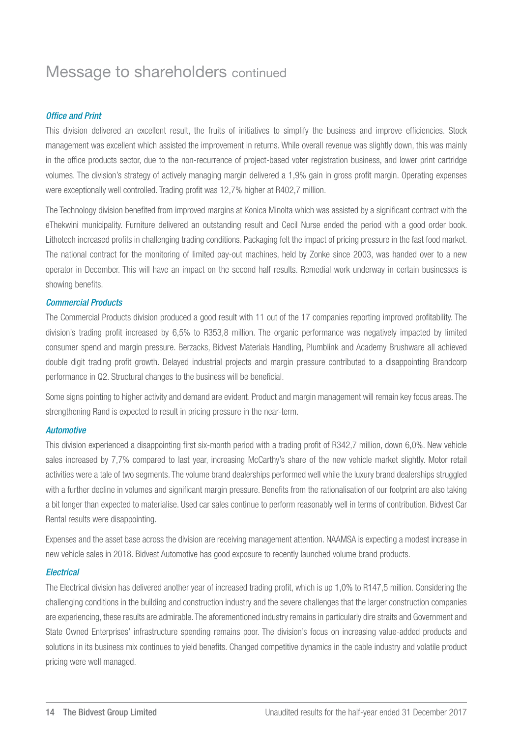# Message to shareholders continued

### *Office and Print*

This division delivered an excellent result, the fruits of initiatives to simplify the business and improve efficiencies. Stock management was excellent which assisted the improvement in returns. While overall revenue was slightly down, this was mainly in the office products sector, due to the non-recurrence of project-based voter registration business, and lower print cartridge volumes. The division's strategy of actively managing margin delivered a 1,9% gain in gross profit margin. Operating expenses were exceptionally well controlled. Trading profit was 12,7% higher at R402,7 million.

The Technology division benefited from improved margins at Konica Minolta which was assisted by a significant contract with the eThekwini municipality. Furniture delivered an outstanding result and Cecil Nurse ended the period with a good order book. Lithotech increased profits in challenging trading conditions. Packaging felt the impact of pricing pressure in the fast food market. The national contract for the monitoring of limited pay-out machines, held by Zonke since 2003, was handed over to a new operator in December. This will have an impact on the second half results. Remedial work underway in certain businesses is showing benefits.

### *Commercial Products*

The Commercial Products division produced a good result with 11 out of the 17 companies reporting improved profitability. The division's trading profit increased by 6,5% to R353,8 million. The organic performance was negatively impacted by limited consumer spend and margin pressure. Berzacks, Bidvest Materials Handling, Plumblink and Academy Brushware all achieved double digit trading profit growth. Delayed industrial projects and margin pressure contributed to a disappointing Brandcorp performance in Q2. Structural changes to the business will be beneficial.

Some signs pointing to higher activity and demand are evident. Product and margin management will remain key focus areas. The strengthening Rand is expected to result in pricing pressure in the near-term.

### *Automotive*

This division experienced a disappointing first six-month period with a trading profit of R342,7 million, down 6,0%. New vehicle sales increased by 7,7% compared to last year, increasing McCarthy's share of the new vehicle market slightly. Motor retail activities were a tale of two segments. The volume brand dealerships performed well while the luxury brand dealerships struggled with a further decline in volumes and significant margin pressure. Benefits from the rationalisation of our footprint are also taking a bit longer than expected to materialise. Used car sales continue to perform reasonably well in terms of contribution. Bidvest Car Rental results were disappointing.

Expenses and the asset base across the division are receiving management attention. NAAMSA is expecting a modest increase in new vehicle sales in 2018. Bidvest Automotive has good exposure to recently launched volume brand products.

### *Electrical*

The Electrical division has delivered another year of increased trading profit, which is up 1,0% to R147,5 million. Considering the challenging conditions in the building and construction industry and the severe challenges that the larger construction companies are experiencing, these results are admirable. The aforementioned industry remains in particularly dire straits and Government and State Owned Enterprises' infrastructure spending remains poor. The division's focus on increasing value-added products and solutions in its business mix continues to yield benefits. Changed competitive dynamics in the cable industry and volatile product pricing were well managed.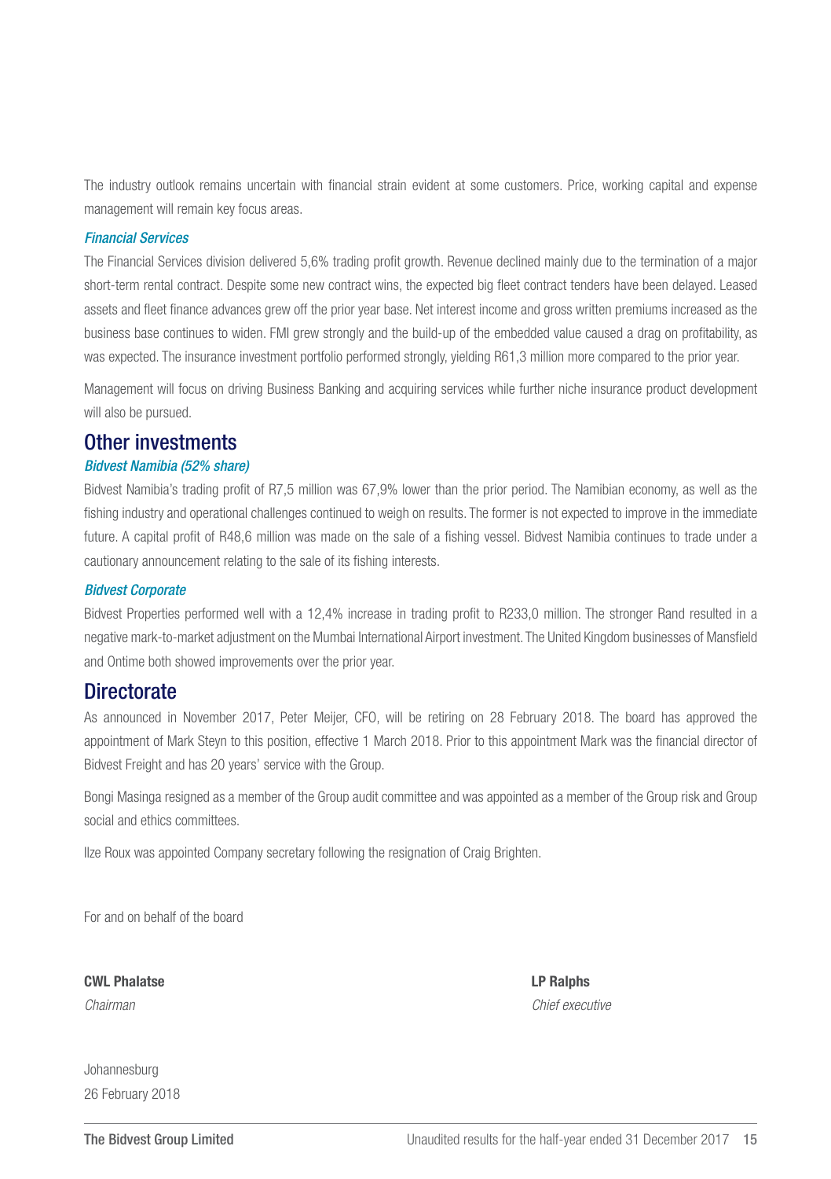The industry outlook remains uncertain with financial strain evident at some customers. Price, working capital and expense management will remain key focus areas.

### *Financial Services*

The Financial Services division delivered 5,6% trading profit growth. Revenue declined mainly due to the termination of a major short-term rental contract. Despite some new contract wins, the expected big fleet contract tenders have been delayed. Leased assets and fleet finance advances grew off the prior year base. Net interest income and gross written premiums increased as the business base continues to widen. FMI grew strongly and the build-up of the embedded value caused a drag on profitability, as was expected. The insurance investment portfolio performed strongly, yielding R61,3 million more compared to the prior year.

Management will focus on driving Business Banking and acquiring services while further niche insurance product development will also be pursued.

## Other investments

### *Bidvest Namibia (52% share)*

Bidvest Namibia's trading profit of R7,5 million was 67,9% lower than the prior period. The Namibian economy, as well as the fishing industry and operational challenges continued to weigh on results. The former is not expected to improve in the immediate future. A capital profit of R48,6 million was made on the sale of a fishing vessel. Bidvest Namibia continues to trade under a cautionary announcement relating to the sale of its fishing interests.

### *Bidvest Corporate*

Bidvest Properties performed well with a 12,4% increase in trading profit to R233,0 million. The stronger Rand resulted in a negative mark-to-market adjustment on the Mumbai International Airport investment. The United Kingdom businesses of Mansfield and Ontime both showed improvements over the prior year.

## Directorate

As announced in November 2017, Peter Meijer, CFO, will be retiring on 28 February 2018. The board has approved the appointment of Mark Steyn to this position, effective 1 March 2018. Prior to this appointment Mark was the financial director of Bidvest Freight and has 20 years' service with the Group.

Bongi Masinga resigned as a member of the Group audit committee and was appointed as a member of the Group risk and Group social and ethics committees.

Ilze Roux was appointed Company secretary following the resignation of Craig Brighten.

For and on behalf of the board

**CWL Phalatse**
*Chairman*

**LP Ralphs**
*Chief executive*

Johannesburg
26 February 2018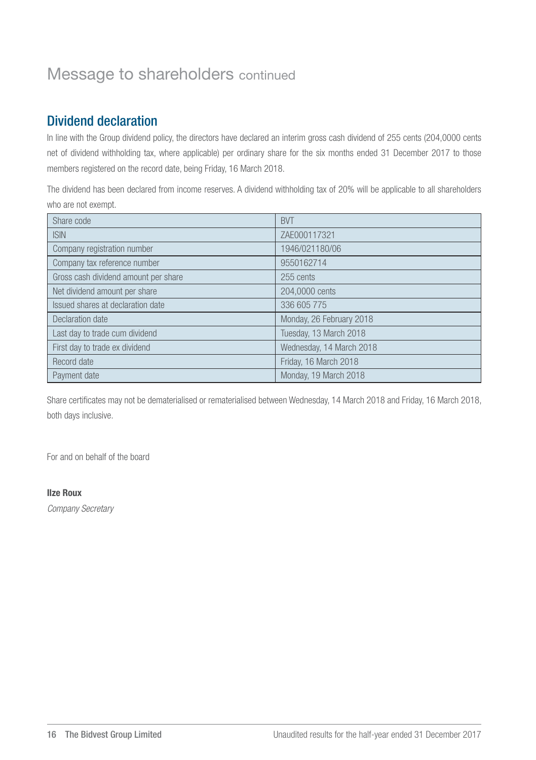# Message to shareholders continued

## Dividend declaration

In line with the Group dividend policy, the directors have declared an interim gross cash dividend of 255 cents (204,0000 cents net of dividend withholding tax, where applicable) per ordinary share for the six months ended 31 December 2017 to those members registered on the record date, being Friday, 16 March 2018.

The dividend has been declared from income reserves. A dividend withholding tax of 20% will be applicable to all shareholders who are not exempt.

| | |
|---|---|
| Share code | BVT |
| ISIN | ZAE000117321 |
| Company registration number | 1946/021180/06 |
| Company tax reference number | 9550162714 |
| Gross cash dividend amount per share | 255 cents |
| Net dividend amount per share | 204,0000 cents |
| Issued shares at declaration date | 336 605 775 |
| Declaration date | Monday, 26 February 2018 |
| Last day to trade cum dividend | Tuesday, 13 March 2018 |
| First day to trade ex dividend | Wednesday, 14 March 2018 |
| Record date | Friday, 16 March 2018 |
| Payment date | Monday, 19 March 2018 |

Share certificates may not be dematerialised or rematerialised between Wednesday, 14 March 2018 and Friday, 16 March 2018, both days inclusive.

For and on behalf of the board

**Ilze Roux**

*Company Secretary*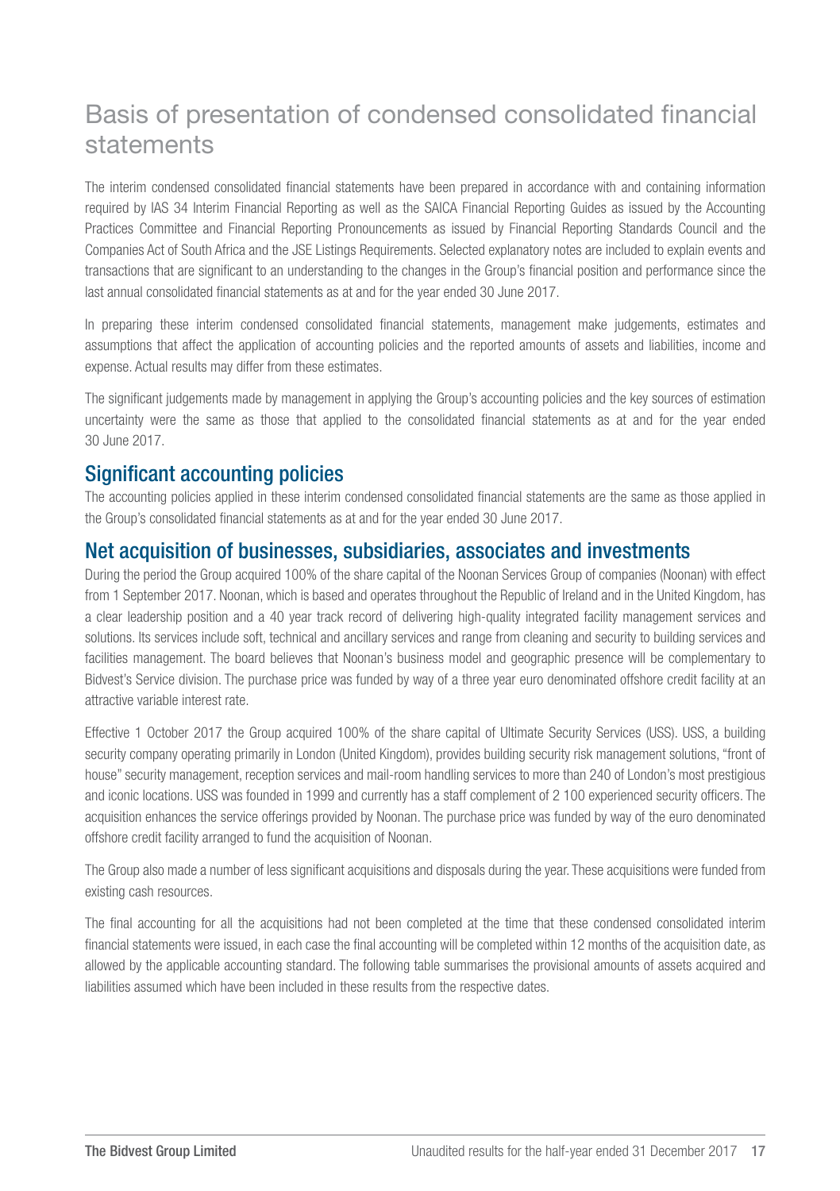# Basis of presentation of condensed consolidated financial statements

The interim condensed consolidated financial statements have been prepared in accordance with and containing information required by IAS 34 Interim Financial Reporting as well as the SAICA Financial Reporting Guides as issued by the Accounting Practices Committee and Financial Reporting Pronouncements as issued by Financial Reporting Standards Council and the Companies Act of South Africa and the JSE Listings Requirements. Selected explanatory notes are included to explain events and transactions that are significant to an understanding to the changes in the Group's financial position and performance since the last annual consolidated financial statements as at and for the year ended 30 June 2017.

In preparing these interim condensed consolidated financial statements, management make judgements, estimates and assumptions that affect the application of accounting policies and the reported amounts of assets and liabilities, income and expense. Actual results may differ from these estimates.

The significant judgements made by management in applying the Group's accounting policies and the key sources of estimation uncertainty were the same as those that applied to the consolidated financial statements as at and for the year ended 30 June 2017.

## Significant accounting policies

The accounting policies applied in these interim condensed consolidated financial statements are the same as those applied in the Group's consolidated financial statements as at and for the year ended 30 June 2017.

## Net acquisition of businesses, subsidiaries, associates and investments

During the period the Group acquired 100% of the share capital of the Noonan Services Group of companies (Noonan) with effect from 1 September 2017. Noonan, which is based and operates throughout the Republic of Ireland and in the United Kingdom, has a clear leadership position and a 40 year track record of delivering high-quality integrated facility management services and solutions. Its services include soft, technical and ancillary services and range from cleaning and security to building services and facilities management. The board believes that Noonan's business model and geographic presence will be complementary to Bidvest's Service division. The purchase price was funded by way of a three year euro denominated offshore credit facility at an attractive variable interest rate.

Effective 1 October 2017 the Group acquired 100% of the share capital of Ultimate Security Services (USS). USS, a building security company operating primarily in London (United Kingdom), provides building security risk management solutions, "front of house" security management, reception services and mail-room handling services to more than 240 of London's most prestigious and iconic locations. USS was founded in 1999 and currently has a staff complement of 2 100 experienced security officers. The acquisition enhances the service offerings provided by Noonan. The purchase price was funded by way of the euro denominated offshore credit facility arranged to fund the acquisition of Noonan.

The Group also made a number of less significant acquisitions and disposals during the year. These acquisitions were funded from existing cash resources.

The final accounting for all the acquisitions had not been completed at the time that these condensed consolidated interim financial statements were issued, in each case the final accounting will be completed within 12 months of the acquisition date, as allowed by the applicable accounting standard. The following table summarises the provisional amounts of assets acquired and liabilities assumed which have been included in these results from the respective dates.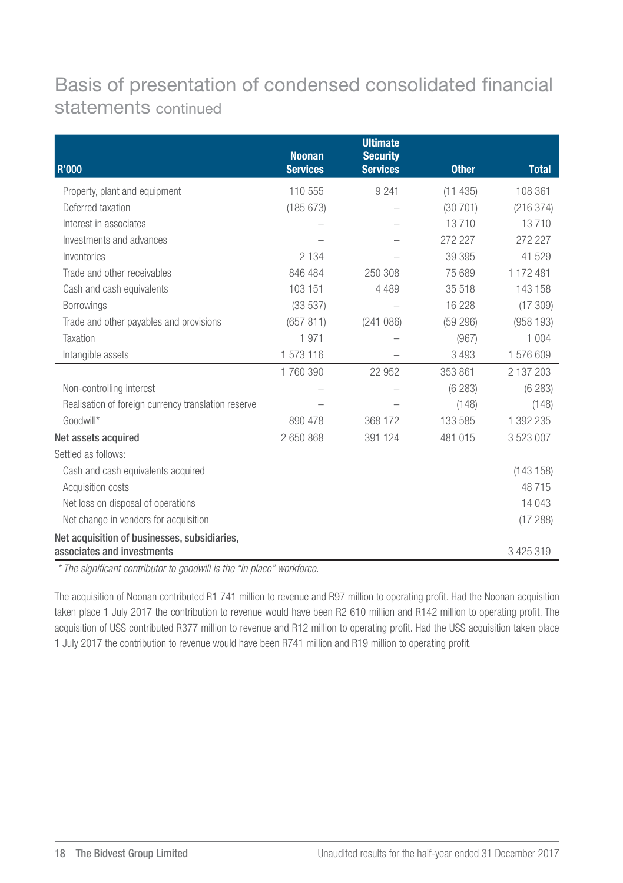# Basis of presentation of condensed consolidated financial statements continued

| R'000 | Noonan Services | Ultimate Security Services | Other | Total |
|---|---|---|---|---|
| Property, plant and equipment | 110 555 | 9 241 | (11 435) | 108 361 |
| Deferred taxation | (185 673) | – | (30 701) | (216 374) |
| Interest in associates | – | – | 13 710 | 13 710 |
| Investments and advances | – | – | 272 227 | 272 227 |
| Inventories | 2 134 | – | 39 395 | 41 529 |
| Trade and other receivables | 846 484 | 250 308 | 75 689 | 1 172 481 |
| Cash and cash equivalents | 103 151 | 4 489 | 35 518 | 143 158 |
| Borrowings | (33 537) | – | 16 228 | (17 309) |
| Trade and other payables and provisions | (657 811) | (241 086) | (59 296) | (958 193) |
| Taxation | 1 971 | – | (967) | 1 004 |
| Intangible assets | 1 573 116 | – | 3 493 | 1 576 609 |
| | 1 760 390 | 22 952 | 353 861 | 2 137 203 |
| Non-controlling interest | – | – | (6 283) | (6 283) |
| Realisation of foreign currency translation reserve | – | – | (148) | (148) |
| Goodwill* | 890 478 | 368 172 | 133 585 | 1 392 235 |
| **Net assets acquired** | 2 650 868 | 391 124 | 481 015 | 3 523 007 |
| Settled as follows: | | | | |
| Cash and cash equivalents acquired | | | | (143 158) |
| Acquisition costs | | | | 48 715 |
| Net loss on disposal of operations | | | | 14 043 |
| Net change in vendors for acquisition | | | | (17 288) |
| **Net acquisition of businesses, subsidiaries, associates and investments** | | | | 3 425 319 |

*\* The significant contributor to goodwill is the "in place" workforce.*

The acquisition of Noonan contributed R1 741 million to revenue and R97 million to operating profit. Had the Noonan acquisition taken place 1 July 2017 the contribution to revenue would have been R2 610 million and R142 million to operating profit. The acquisition of USS contributed R377 million to revenue and R12 million to operating profit. Had the USS acquisition taken place 1 July 2017 the contribution to revenue would have been R741 million and R19 million to operating profit.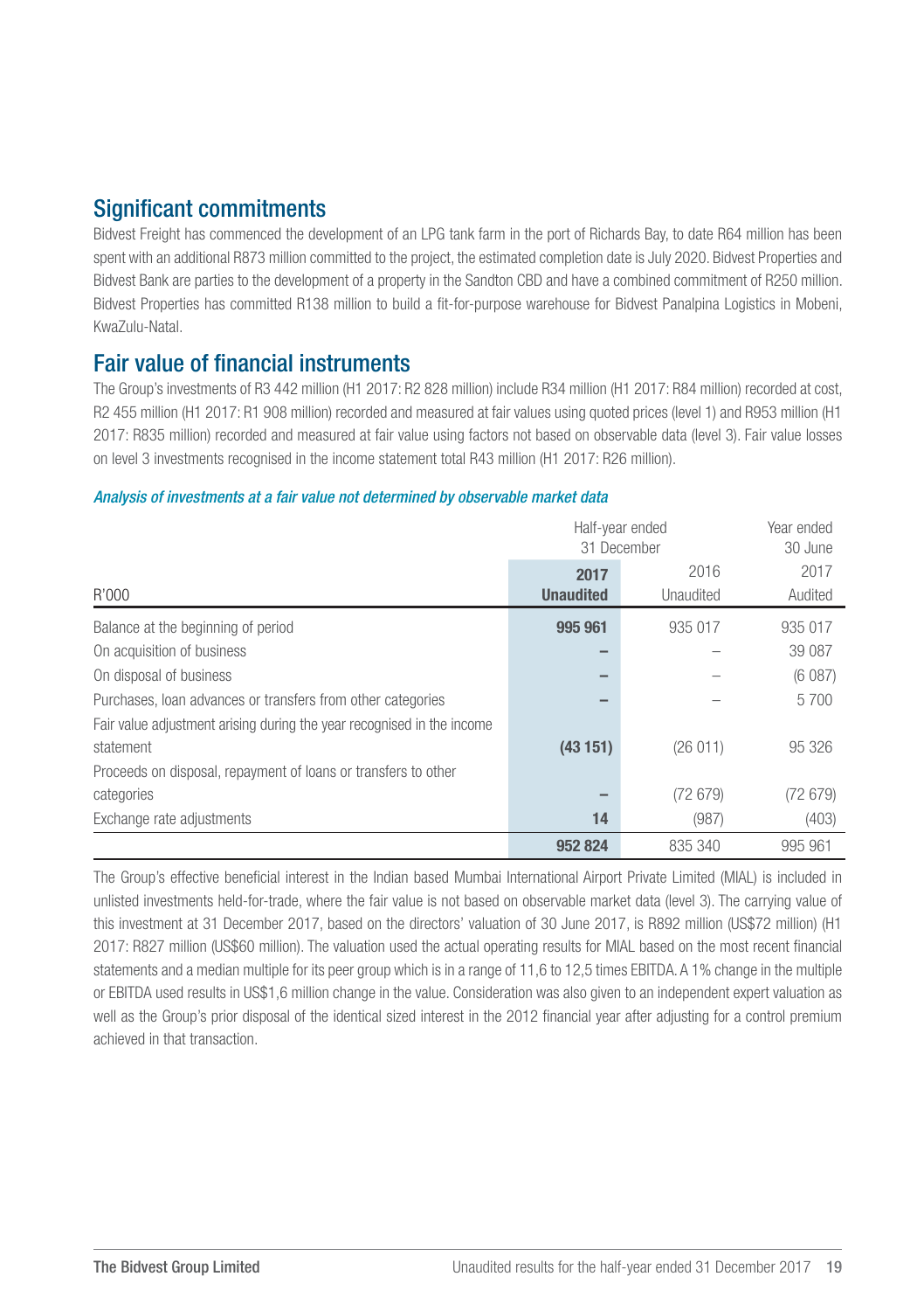## Significant commitments

Bidvest Freight has commenced the development of an LPG tank farm in the port of Richards Bay, to date R64 million has been spent with an additional R873 million committed to the project, the estimated completion date is July 2020. Bidvest Properties and Bidvest Bank are parties to the development of a property in the Sandton CBD and have a combined commitment of R250 million. Bidvest Properties has committed R138 million to build a fit-for-purpose warehouse for Bidvest Panalpina Logistics in Mobeni, KwaZulu-Natal.

## Fair value of financial instruments

The Group's investments of R3 442 million (H1 2017: R2 828 million) include R34 million (H1 2017: R84 million) recorded at cost, R2 455 million (H1 2017: R1 908 million) recorded and measured at fair values using quoted prices (level 1) and R953 million (H1 2017: R835 million) recorded and measured at fair value using factors not based on observable data (level 3). Fair value losses on level 3 investments recognised in the income statement total R43 million (H1 2017: R26 million).

### *Analysis of investments at a fair value not determined by observable market data*

| | Half-year ended 31 December | | Year ended 30 June |
|---|---|---|---|
| R'000 | **2017 Unaudited** | 2016 Unaudited | 2017 Audited |
| Balance at the beginning of period | **995 961** | 935 017 | 935 017 |
| On acquisition of business | **–** | – | 39 087 |
| On disposal of business | **–** | – | (6 087) |
| Purchases, loan advances or transfers from other categories | **–** | – | 5 700 |
| Fair value adjustment arising during the year recognised in the income statement | **(43 151)** | (26 011) | 95 326 |
| Proceeds on disposal, repayment of loans or transfers to other categories | **–** | (72 679) | (72 679) |
| Exchange rate adjustments | **14** | (987) | (403) |
| | **952 824** | 835 340 | 995 961 |

The Group's effective beneficial interest in the Indian based Mumbai International Airport Private Limited (MIAL) is included in unlisted investments held-for-trade, where the fair value is not based on observable market data (level 3). The carrying value of this investment at 31 December 2017, based on the directors' valuation of 30 June 2017, is R892 million (US$72 million) (H1 2017: R827 million (US$60 million). The valuation used the actual operating results for MIAL based on the most recent financial statements and a median multiple for its peer group which is in a range of 11,6 to 12,5 times EBITDA. A 1% change in the multiple or EBITDA used results in US$1,6 million change in the value. Consideration was also given to an independent expert valuation as well as the Group's prior disposal of the identical sized interest in the 2012 financial year after adjusting for a control premium achieved in that transaction.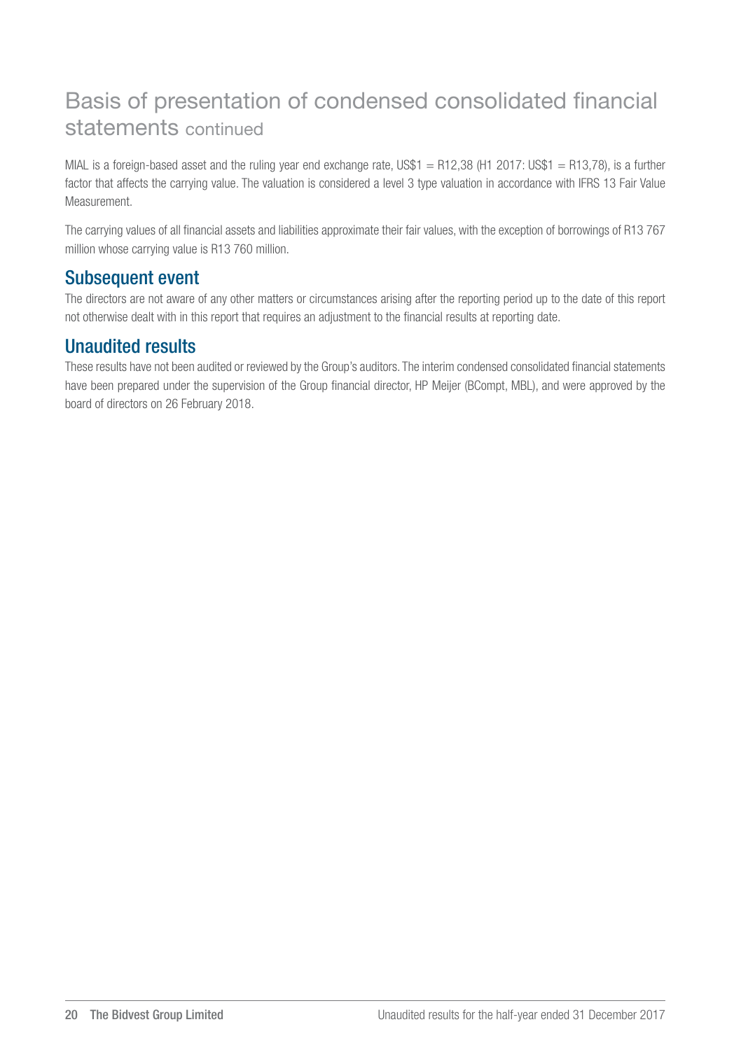# Basis of presentation of condensed consolidated financial statements continued

MIAL is a foreign-based asset and the ruling year end exchange rate, US$1 = R12,38 (H1 2017: US$1 = R13,78), is a further factor that affects the carrying value. The valuation is considered a level 3 type valuation in accordance with IFRS 13 Fair Value Measurement.

The carrying values of all financial assets and liabilities approximate their fair values, with the exception of borrowings of R13 767 million whose carrying value is R13 760 million.

## Subsequent event

The directors are not aware of any other matters or circumstances arising after the reporting period up to the date of this report not otherwise dealt with in this report that requires an adjustment to the financial results at reporting date.

## Unaudited results

These results have not been audited or reviewed by the Group's auditors. The interim condensed consolidated financial statements have been prepared under the supervision of the Group financial director, HP Meijer (BCompt, MBL), and were approved by the board of directors on 26 February 2018.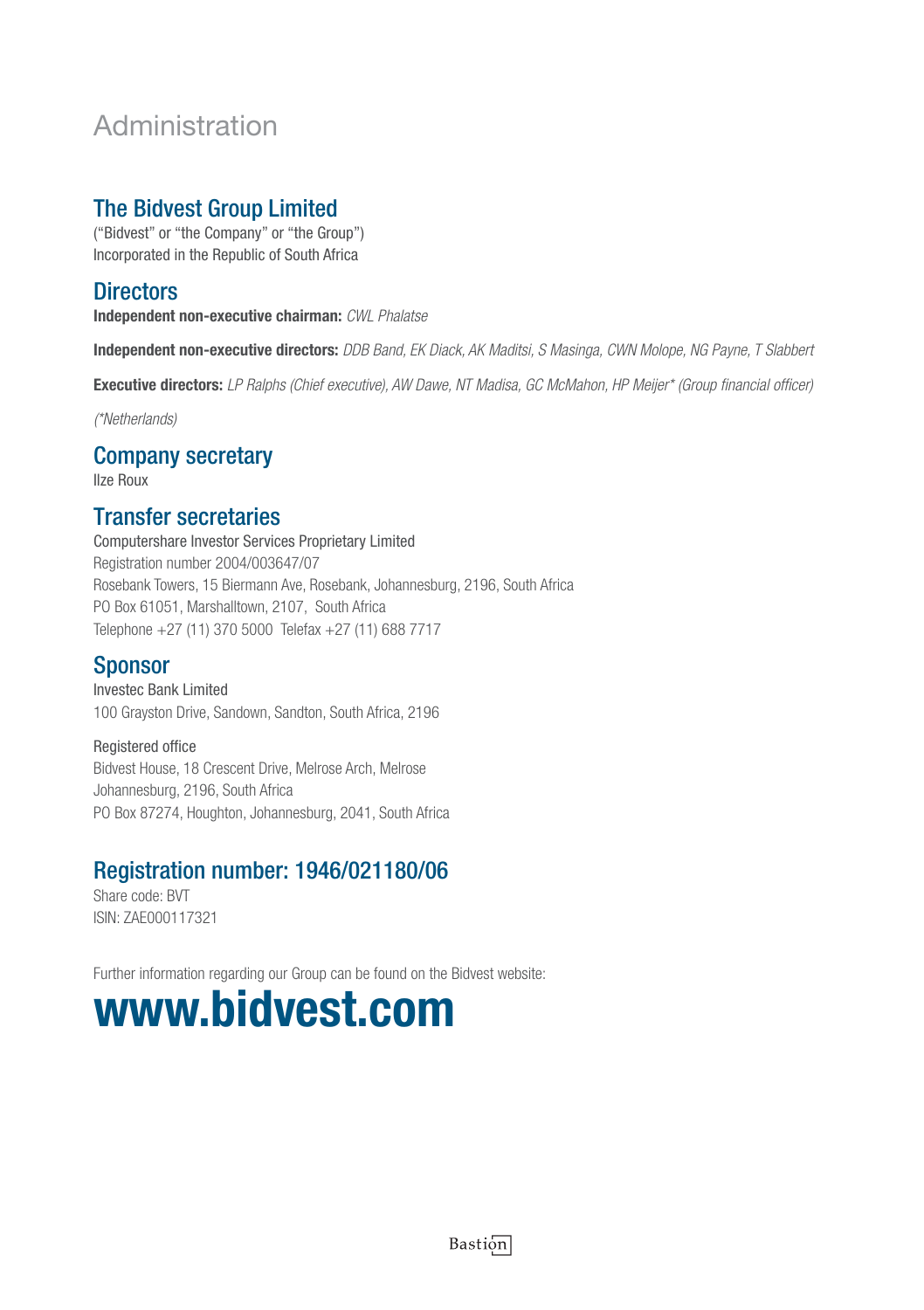# Administration

## The Bidvest Group Limited

("Bidvest" or "the Company" or "the Group")
Incorporated in the Republic of South Africa

## Directors

**Independent non-executive chairman:** *CWL Phalatse*

**Independent non-executive directors:** *DDB Band, EK Diack, AK Maditsi, S Masinga, CWN Molope, NG Payne, T Slabbert*

**Executive directors:** *LP Ralphs (Chief executive), AW Dawe, NT Madisa, GC McMahon, HP Meijer* (Group financial officer)*

*(*Netherlands)*

## Company secretary

Ilze Roux

## Transfer secretaries

Computershare Investor Services Proprietary Limited
Registration number 2004/003647/07
Rosebank Towers, 15 Biermann Ave, Rosebank, Johannesburg, 2196, South Africa
PO Box 61051, Marshalltown, 2107, South Africa
Telephone +27 (11) 370 5000 Telefax +27 (11) 688 7717

## Sponsor

Investec Bank Limited
100 Grayston Drive, Sandown, Sandton, South Africa, 2196

Registered office
Bidvest House, 18 Crescent Drive, Melrose Arch, Melrose
Johannesburg, 2196, South Africa
PO Box 87274, Houghton, Johannesburg, 2041, South Africa

## Registration number: 1946/021180/06

Share code: BVT
ISIN: ZAE000117321

Further information regarding our Group can be found on the Bidvest website:

# www.bidvest.com

Bastion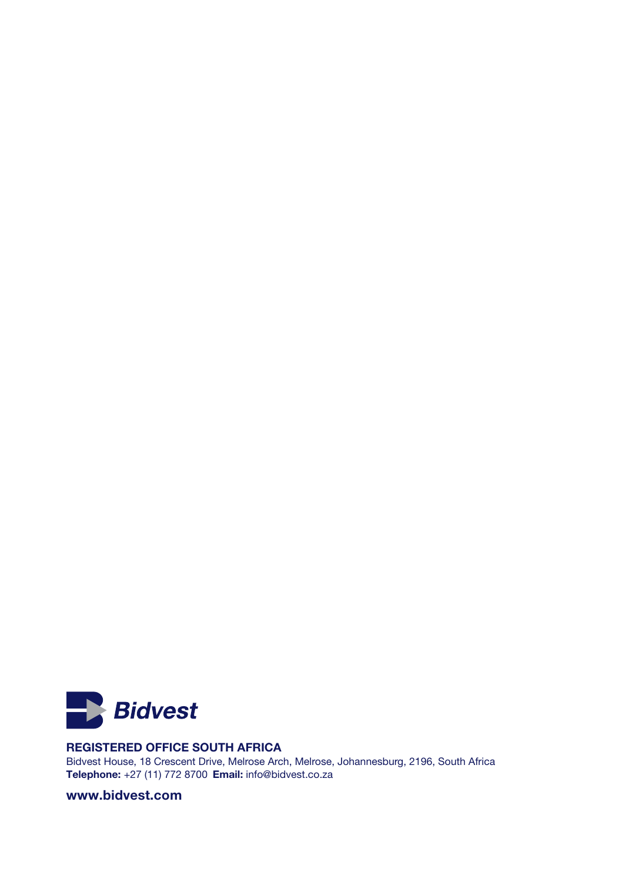Bidvest

**REGISTERED OFFICE SOUTH AFRICA**

Bidvest House, 18 Crescent Drive, Melrose Arch, Melrose, Johannesburg, 2196, South Africa

**Telephone:** +27 (11) 772 8700 **Email:** info@bidvest.co.za

**www.bidvest.com**